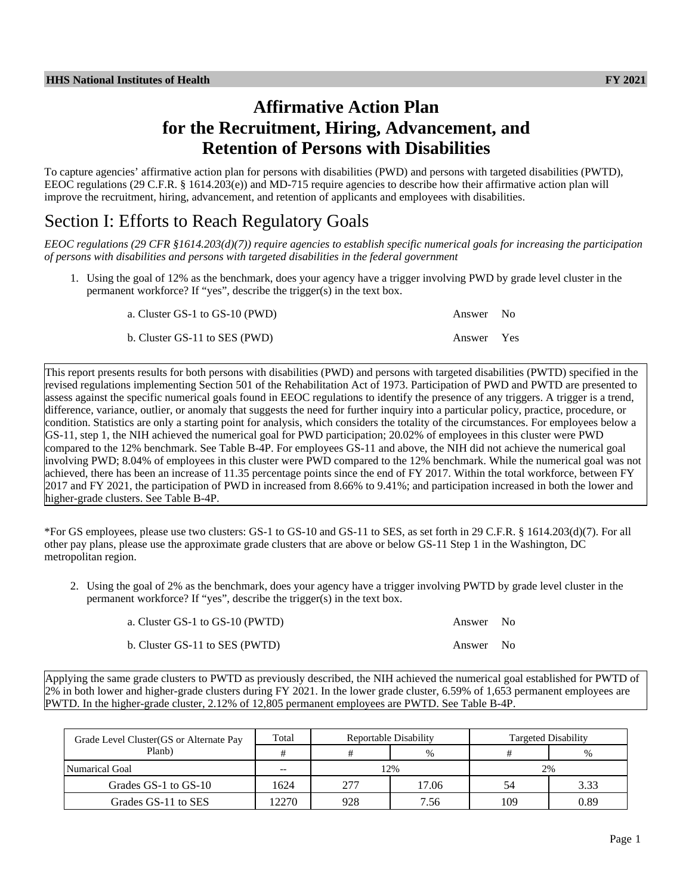# Affirmative Action Plan for the Recruitment, Hiring, Advancement, and Retention of Persons with Disabilities

To capture agencies' affirmative action plan for persons with disabilities (PWD) and persons with targeted disabilities (PWTD), EEOC regulations (29 C.F.R. § 1614.203(e)) and MD-715 require agencies to describe how their affirmative action plan will improve the recruitment, hiring, advancement, and retention of applicants and employees with disabilities.

## Section I: Efforts to Reach Regulatory Goals

*EEOC regulations (29 CFR §1614.203(d)(7)) require agencies to establish specific numerical goals for increasing the participation of persons with disabilities and persons with targeted disabilities in the federal government*

1. Using the goal of 12% as the benchmark, does your agency have a trigger involving PWD by grade level cluster in the permanent workforce? If "yes", describe the trigger(s) in the text box.

   a. Cluster GS-1 to GS-10 (PWD) — Answer No

   b. Cluster GS-11 to SES (PWD) — Answer Yes

This report presents results for both persons with disabilities (PWD) and persons with targeted disabilities (PWTD) specified in the revised regulations implementing Section 501 of the Rehabilitation Act of 1973. Participation of PWD and PWTD are presented to assess against the specific numerical goals found in EEOC regulations to identify the presence of any triggers. A trigger is a trend, difference, variance, outlier, or anomaly that suggests the need for further inquiry into a particular policy, practice, procedure, or condition. Statistics are only a starting point for analysis, which considers the totality of the circumstances. For employees below a GS-11, step 1, the NIH achieved the numerical goal for PWD participation; 20.02% of employees in this cluster were PWD compared to the 12% benchmark. See Table B-4P. For employees GS-11 and above, the NIH did not achieve the numerical goal involving PWD; 8.04% of employees in this cluster were PWD compared to the 12% benchmark. While the numerical goal was not achieved, there has been an increase of 11.35 percentage points since the end of FY 2017. Within the total workforce, between FY 2017 and FY 2021, the participation of PWD in increased from 8.66% to 9.41%; and participation increased in both the lower and higher-grade clusters. See Table B-4P.

*For GS employees, please use two clusters: GS-1 to GS-10 and GS-11 to SES, as set forth in 29 C.F.R. § 1614.203(d)(7). For all other pay plans, please use the approximate grade clusters that are above or below GS-11 Step 1 in the Washington, DC metropolitan region.

2. Using the goal of 2% as the benchmark, does your agency have a trigger involving PWTD by grade level cluster in the permanent workforce? If "yes", describe the trigger(s) in the text box.

   a. Cluster GS-1 to GS-10 (PWTD) — Answer No

   b. Cluster GS-11 to SES (PWTD) — Answer No

Applying the same grade clusters to PWTD as previously described, the NIH achieved the numerical goal established for PWTD of 2% in both lower and higher-grade clusters during FY 2021. In the lower grade cluster, 6.59% of 1,653 permanent employees are PWTD. In the higher-grade cluster, 2.12% of 12,805 permanent employees are PWTD. See Table B-4P.

| Grade Level Cluster(GS or Alternate Pay Planb) | Total | Reportable Disability | | Targeted Disability | |
|---|---|---|---|---|---|
| | # | # | % | # | % |
| Numarical Goal | -- | 12% | | 2% | |
| Grades GS-1 to GS-10 | 1624 | 277 | 17.06 | 54 | 3.33 |
| Grades GS-11 to SES | 12270 | 928 | 7.56 | 109 | 0.89 |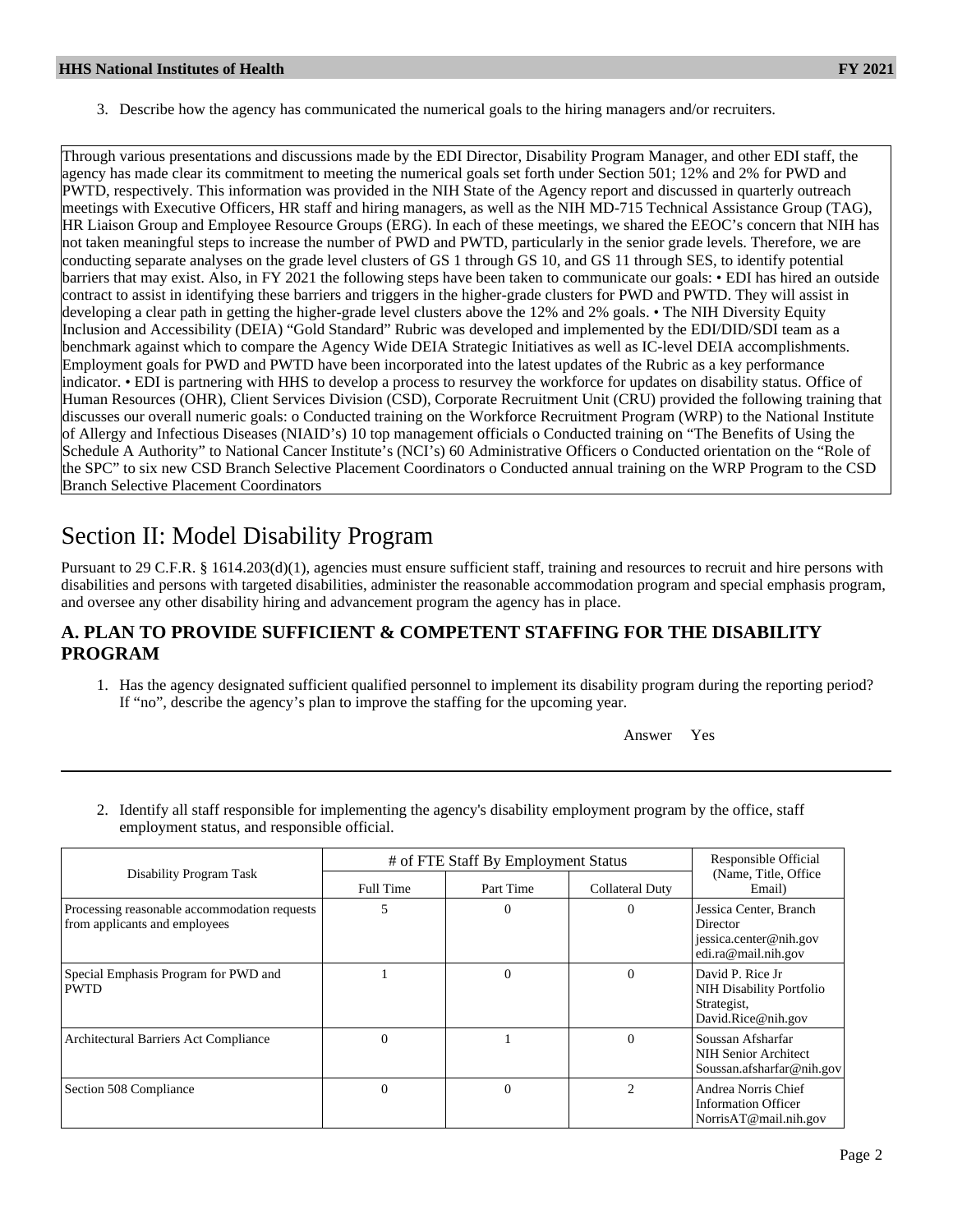3. Describe how the agency has communicated the numerical goals to the hiring managers and/or recruiters.

Through various presentations and discussions made by the EDI Director, Disability Program Manager, and other EDI staff, the agency has made clear its commitment to meeting the numerical goals set forth under Section 501; 12% and 2% for PWD and PWTD, respectively. This information was provided in the NIH State of the Agency report and discussed in quarterly outreach meetings with Executive Officers, HR staff and hiring managers, as well as the NIH MD-715 Technical Assistance Group (TAG), HR Liaison Group and Employee Resource Groups (ERG). In each of these meetings, we shared the EEOC's concern that NIH has not taken meaningful steps to increase the number of PWD and PWTD, particularly in the senior grade levels. Therefore, we are conducting separate analyses on the grade level clusters of GS 1 through GS 10, and GS 11 through SES, to identify potential barriers that may exist. Also, in FY 2021 the following steps have been taken to communicate our goals: • EDI has hired an outside contract to assist in identifying these barriers and triggers in the higher-grade clusters for PWD and PWTD. They will assist in developing a clear path in getting the higher-grade level clusters above the 12% and 2% goals. • The NIH Diversity Equity Inclusion and Accessibility (DEIA) "Gold Standard" Rubric was developed and implemented by the EDI/DID/SDI team as a benchmark against which to compare the Agency Wide DEIA Strategic Initiatives as well as IC-level DEIA accomplishments. Employment goals for PWD and PWTD have been incorporated into the latest updates of the Rubric as a key performance indicator. • EDI is partnering with HHS to develop a process to resurvey the workforce for updates on disability status. Office of Human Resources (OHR), Client Services Division (CSD), Corporate Recruitment Unit (CRU) provided the following training that discusses our overall numeric goals: o Conducted training on the Workforce Recruitment Program (WRP) to the National Institute of Allergy and Infectious Diseases (NIAID's) 10 top management officials o Conducted training on "The Benefits of Using the Schedule A Authority" to National Cancer Institute's (NCI's) 60 Administrative Officers o Conducted orientation on the "Role of the SPC" to six new CSD Branch Selective Placement Coordinators o Conducted annual training on the WRP Program to the CSD Branch Selective Placement Coordinators

# Section II: Model Disability Program

Pursuant to 29 C.F.R. § 1614.203(d)(1), agencies must ensure sufficient staff, training and resources to recruit and hire persons with disabilities and persons with targeted disabilities, administer the reasonable accommodation program and special emphasis program, and oversee any other disability hiring and advancement program the agency has in place.

## A. PLAN TO PROVIDE SUFFICIENT & COMPETENT STAFFING FOR THE DISABILITY PROGRAM

1. Has the agency designated sufficient qualified personnel to implement its disability program during the reporting period? If "no", describe the agency's plan to improve the staffing for the upcoming year.

Answer Yes

2. Identify all staff responsible for implementing the agency's disability employment program by the office, staff employment status, and responsible official.

| Disability Program Task | # of FTE Staff By Employment Status | | | Responsible Official (Name, Title, Office Email) |
|---|---|---|---|---|
| | Full Time | Part Time | Collateral Duty | |
| Processing reasonable accommodation requests from applicants and employees | 5 | 0 | 0 | Jessica Center, Branch Director jessica.center@nih.gov edi.ra@mail.nih.gov |
| Special Emphasis Program for PWD and PWTD | 1 | 0 | 0 | David P. Rice Jr NIH Disability Portfolio Strategist, David.Rice@nih.gov |
| Architectural Barriers Act Compliance | 0 | 1 | 0 | Soussan Afsharfar NIH Senior Architect Soussan.afsharfar@nih.gov |
| Section 508 Compliance | 0 | 0 | 2 | Andrea Norris Chief Information Officer NorrisAT@mail.nih.gov |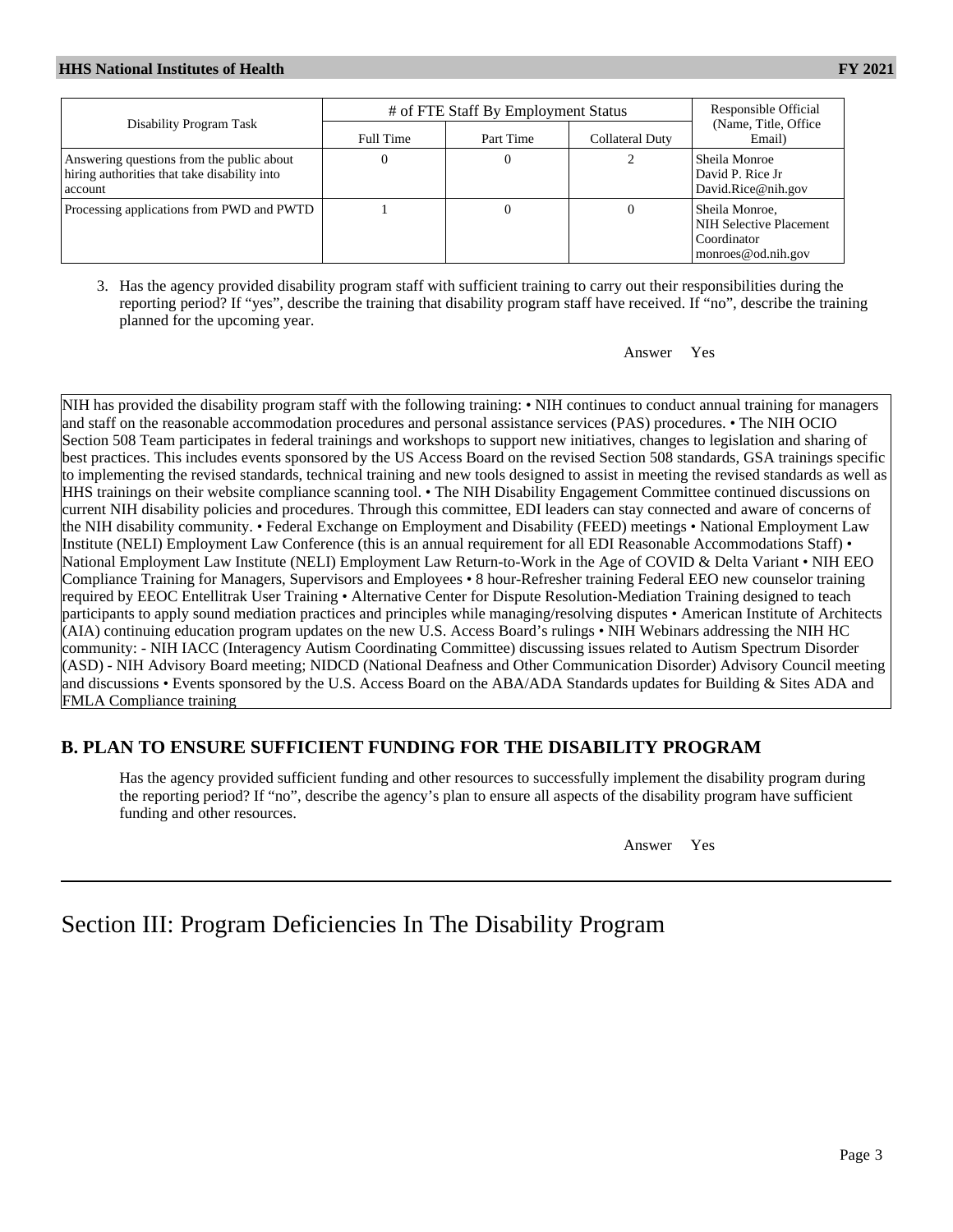| Disability Program Task | # of FTE Staff By Employment Status | | | Responsible Official (Name, Title, Office Email) |
|---|---|---|---|---|
| | Full Time | Part Time | Collateral Duty | |
| Answering questions from the public about hiring authorities that take disability into account | 0 | 0 | 2 | Sheila Monroe David P. Rice Jr David.Rice@nih.gov |
| Processing applications from PWD and PWTD | 1 | 0 | 0 | Sheila Monroe, NIH Selective Placement Coordinator monroes@od.nih.gov |

3. Has the agency provided disability program staff with sufficient training to carry out their responsibilities during the reporting period? If "yes", describe the training that disability program staff have received. If "no", describe the training planned for the upcoming year.

Answer Yes

NIH has provided the disability program staff with the following training: • NIH continues to conduct annual training for managers and staff on the reasonable accommodation procedures and personal assistance services (PAS) procedures. • The NIH OCIO Section 508 Team participates in federal trainings and workshops to support new initiatives, changes to legislation and sharing of best practices. This includes events sponsored by the US Access Board on the revised Section 508 standards, GSA trainings specific to implementing the revised standards, technical training and new tools designed to assist in meeting the revised standards as well as HHS trainings on their website compliance scanning tool. • The NIH Disability Engagement Committee continued discussions on current NIH disability policies and procedures. Through this committee, EDI leaders can stay connected and aware of concerns of the NIH disability community. • Federal Exchange on Employment and Disability (FEED) meetings • National Employment Law Institute (NELI) Employment Law Conference (this is an annual requirement for all EDI Reasonable Accommodations Staff) • National Employment Law Institute (NELI) Employment Law Return-to-Work in the Age of COVID & Delta Variant • NIH EEO Compliance Training for Managers, Supervisors and Employees • 8 hour-Refresher training Federal EEO new counselor training required by EEOC Entellitrak User Training • Alternative Center for Dispute Resolution-Mediation Training designed to teach participants to apply sound mediation practices and principles while managing/resolving disputes • American Institute of Architects (AIA) continuing education program updates on the new U.S. Access Board's rulings • NIH Webinars addressing the NIH HC community: - NIH IACC (Interagency Autism Coordinating Committee) discussing issues related to Autism Spectrum Disorder (ASD) - NIH Advisory Board meeting; NIDCD (National Deafness and Other Communication Disorder) Advisory Council meeting and discussions • Events sponsored by the U.S. Access Board on the ABA/ADA Standards updates for Building & Sites ADA and FMLA Compliance training

## B. PLAN TO ENSURE SUFFICIENT FUNDING FOR THE DISABILITY PROGRAM

Has the agency provided sufficient funding and other resources to successfully implement the disability program during the reporting period? If "no", describe the agency's plan to ensure all aspects of the disability program have sufficient funding and other resources.

Answer Yes

# Section III: Program Deficiencies In The Disability Program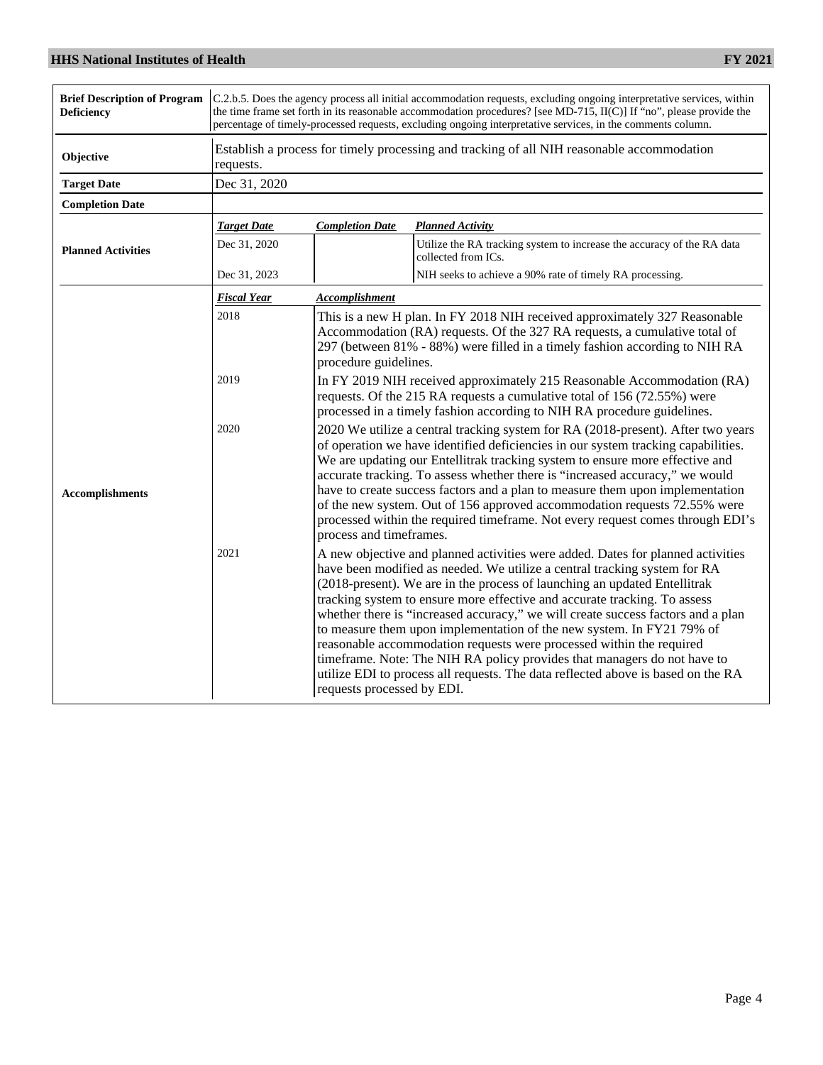| | | | |
|---|---|---|---|
| **Brief Description of Program Deficiency** | C.2.b.5. Does the agency process all initial accommodation requests, excluding ongoing interpretative services, within the time frame set forth in its reasonable accommodation procedures? [see MD-715, II(C)] If "no", please provide the percentage of timely-processed requests, excluding ongoing interpretative services, in the comments column. | | |
| **Objective** | Establish a process for timely processing and tracking of all NIH reasonable accommodation requests. | | |
| **Target Date** | Dec 31, 2020 | | |
| **Completion Date** | | | |
| **Planned Activities** | ***Target Date*** | ***Completion Date*** | ***Planned Activity*** |
| | Dec 31, 2020 | | Utilize the RA tracking system to increase the accuracy of the RA data collected from ICs. |
| | Dec 31, 2023 | | NIH seeks to achieve a 90% rate of timely RA processing. |
| **Accomplishments** | ***Fiscal Year*** | ***Accomplishment*** | |
| | 2018 | This is a new H plan. In FY 2018 NIH received approximately 327 Reasonable Accommodation (RA) requests. Of the 327 RA requests, a cumulative total of 297 (between 81% - 88%) were filled in a timely fashion according to NIH RA procedure guidelines. | |
| | 2019 | In FY 2019 NIH received approximately 215 Reasonable Accommodation (RA) requests. Of the 215 RA requests a cumulative total of 156 (72.55%) were processed in a timely fashion according to NIH RA procedure guidelines. | |
| | 2020 | 2020 We utilize a central tracking system for RA (2018-present). After two years of operation we have identified deficiencies in our system tracking capabilities. We are updating our Entellitrak tracking system to ensure more effective and accurate tracking. To assess whether there is "increased accuracy," we would have to create success factors and a plan to measure them upon implementation of the new system. Out of 156 approved accommodation requests 72.55% were processed within the required timeframe. Not every request comes through EDI's process and timeframes. | |
| | 2021 | A new objective and planned activities were added. Dates for planned activities have been modified as needed. We utilize a central tracking system for RA (2018-present). We are in the process of launching an updated Entellitrak tracking system to ensure more effective and accurate tracking. To assess whether there is "increased accuracy," we will create success factors and a plan to measure them upon implementation of the new system. In FY21 79% of reasonable accommodation requests were processed within the required timeframe. Note: The NIH RA policy provides that managers do not have to utilize EDI to process all requests. The data reflected above is based on the RA requests processed by EDI. | |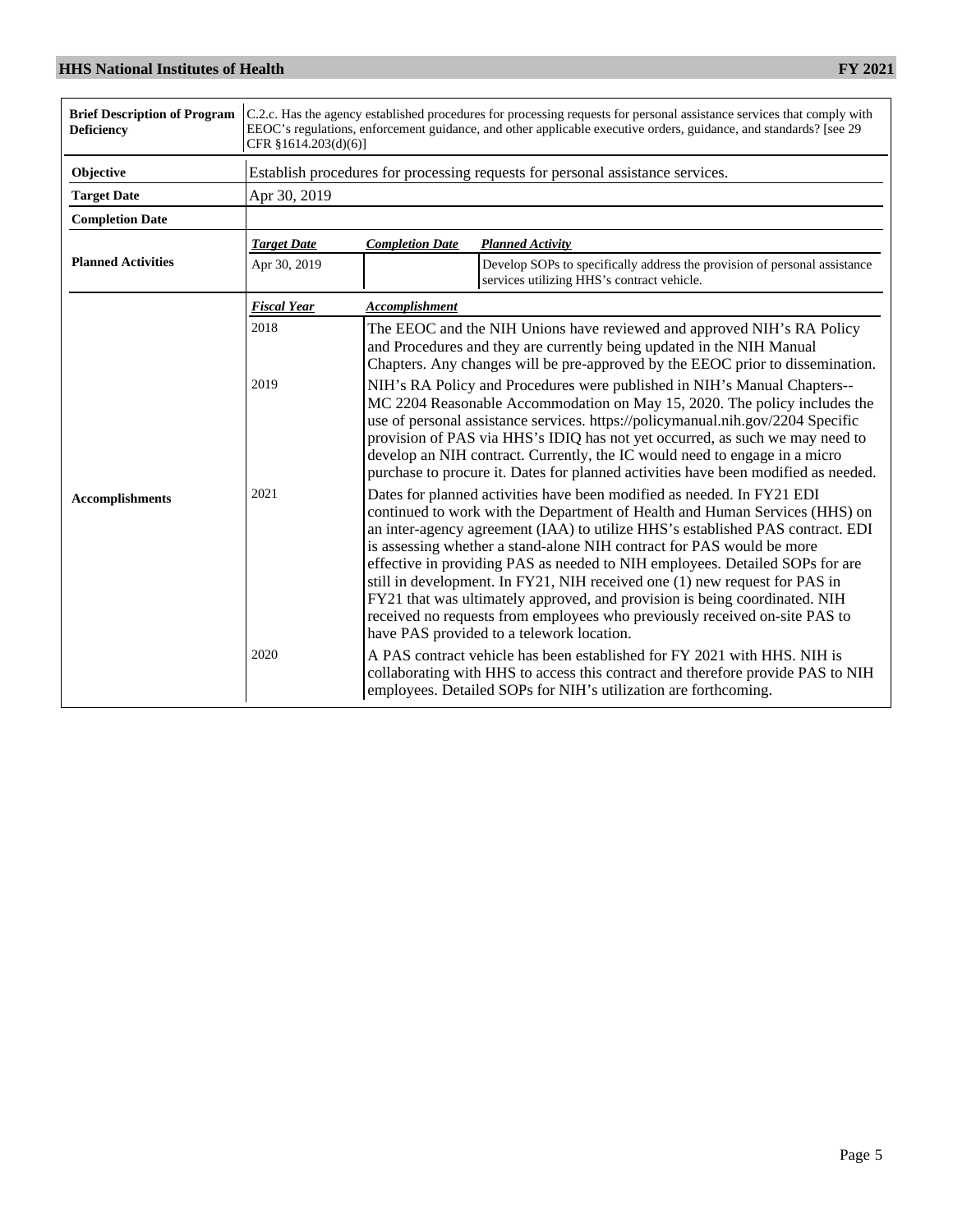| **Brief Description of Program Deficiency** | C.2.c. Has the agency established procedures for processing requests for personal assistance services that comply with EEOC's regulations, enforcement guidance, and other applicable executive orders, guidance, and standards? [see 29 CFR §1614.203(d)(6)] | |
|---|---|---|
| **Objective** | Establish procedures for processing requests for personal assistance services. | |
| **Target Date** | Apr 30, 2019 | |
| **Completion Date** | | |

**Planned Activities**

| ***Target Date*** | ***Completion Date*** | ***Planned Activity*** |
|---|---|---|
| Apr 30, 2019 | | Develop SOPs to specifically address the provision of personal assistance services utilizing HHS's contract vehicle. |

**Accomplishments**

| ***Fiscal Year*** | ***Accomplishment*** |
|---|---|
| 2018 | The EEOC and the NIH Unions have reviewed and approved NIH's RA Policy and Procedures and they are currently being updated in the NIH Manual Chapters. Any changes will be pre-approved by the EEOC prior to dissemination. |
| 2019 | NIH's RA Policy and Procedures were published in NIH's Manual Chapters--MC 2204 Reasonable Accommodation on May 15, 2020. The policy includes the use of personal assistance services. https://policymanual.nih.gov/2204 Specific provision of PAS via HHS's IDIQ has not yet occurred, as such we may need to develop an NIH contract. Currently, the IC would need to engage in a micro purchase to procure it. Dates for planned activities have been modified as needed. |
| 2021 | Dates for planned activities have been modified as needed. In FY21 EDI continued to work with the Department of Health and Human Services (HHS) on an inter-agency agreement (IAA) to utilize HHS's established PAS contract. EDI is assessing whether a stand-alone NIH contract for PAS would be more effective in providing PAS as needed to NIH employees. Detailed SOPs for are still in development. In FY21, NIH received one (1) new request for PAS in FY21 that was ultimately approved, and provision is being coordinated. NIH received no requests from employees who previously received on-site PAS to have PAS provided to a telework location. |
| 2020 | A PAS contract vehicle has been established for FY 2021 with HHS. NIH is collaborating with HHS to access this contract and therefore provide PAS to NIH employees. Detailed SOPs for NIH's utilization are forthcoming. |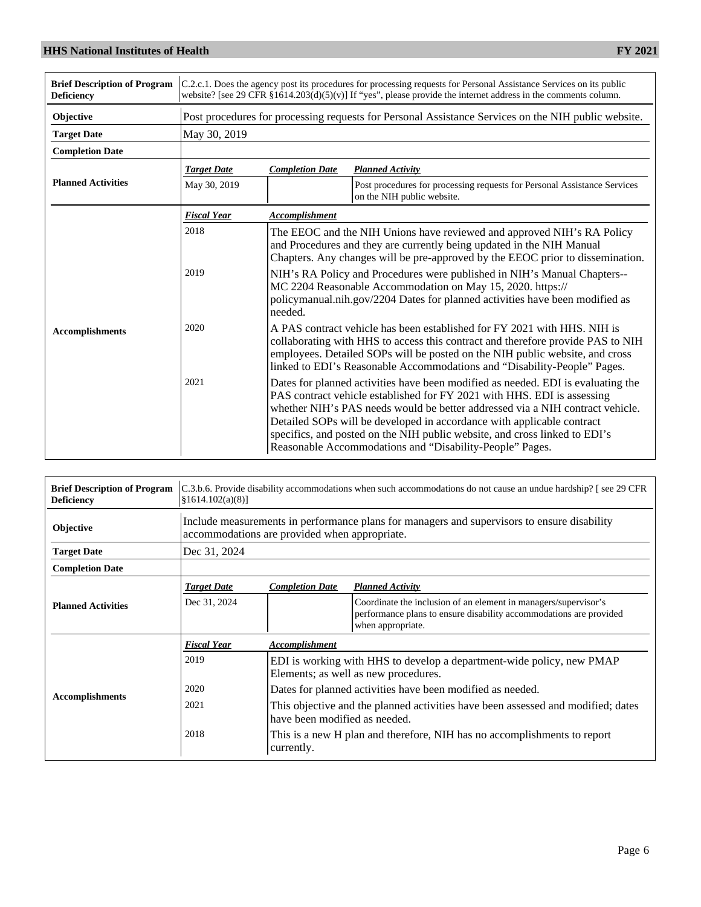| Brief Description of Program Deficiency | C.2.c.1. Does the agency post its procedures for processing requests for Personal Assistance Services on its public website? [see 29 CFR §1614.203(d)(5)(v)] If "yes", please provide the internet address in the comments column. | |
|---|---|---|
| **Objective** | Post procedures for processing requests for Personal Assistance Services on the NIH public website. | |
| **Target Date** | May 30, 2019 | |
| **Completion Date** | | |

**Planned Activities**

| Target Date | Completion Date | Planned Activity |
|---|---|---|
| May 30, 2019 | | Post procedures for processing requests for Personal Assistance Services on the NIH public website. |

**Accomplishments**

| Fiscal Year | Accomplishment |
|---|---|
| 2018 | The EEOC and the NIH Unions have reviewed and approved NIH's RA Policy and Procedures and they are currently being updated in the NIH Manual Chapters. Any changes will be pre-approved by the EEOC prior to dissemination. |
| 2019 | NIH's RA Policy and Procedures were published in NIH's Manual Chapters--MC 2204 Reasonable Accommodation on May 15, 2020. https://policymanual.nih.gov/2204 Dates for planned activities have been modified as needed. |
| 2020 | A PAS contract vehicle has been established for FY 2021 with HHS. NIH is collaborating with HHS to access this contract and therefore provide PAS to NIH employees. Detailed SOPs will be posted on the NIH public website, and cross linked to EDI's Reasonable Accommodations and "Disability-People" Pages. |
| 2021 | Dates for planned activities have been modified as needed. EDI is evaluating the PAS contract vehicle established for FY 2021 with HHS. EDI is assessing whether NIH's PAS needs would be better addressed via a NIH contract vehicle. Detailed SOPs will be developed in accordance with applicable contract specifics, and posted on the NIH public website, and cross linked to EDI's Reasonable Accommodations and "Disability-People" Pages. |

| Brief Description of Program Deficiency | C.3.b.6. Provide disability accommodations when such accommodations do not cause an undue hardship? [ see 29 CFR §1614.102(a)(8)] |
|---|---|
| **Objective** | Include measurements in performance plans for managers and supervisors to ensure disability accommodations are provided when appropriate. |
| **Target Date** | Dec 31, 2024 |
| **Completion Date** | |

**Planned Activities**

| Target Date | Completion Date | Planned Activity |
|---|---|---|
| Dec 31, 2024 | | Coordinate the inclusion of an element in managers/supervisor's performance plans to ensure disability accommodations are provided when appropriate. |

**Accomplishments**

| Fiscal Year | Accomplishment |
|---|---|
| 2019 | EDI is working with HHS to develop a department-wide policy, new PMAP Elements; as well as new procedures. |
| 2020 | Dates for planned activities have been modified as needed. |
| 2021 | This objective and the planned activities have been assessed and modified; dates have been modified as needed. |
| 2018 | This is a new H plan and therefore, NIH has no accomplishments to report currently. |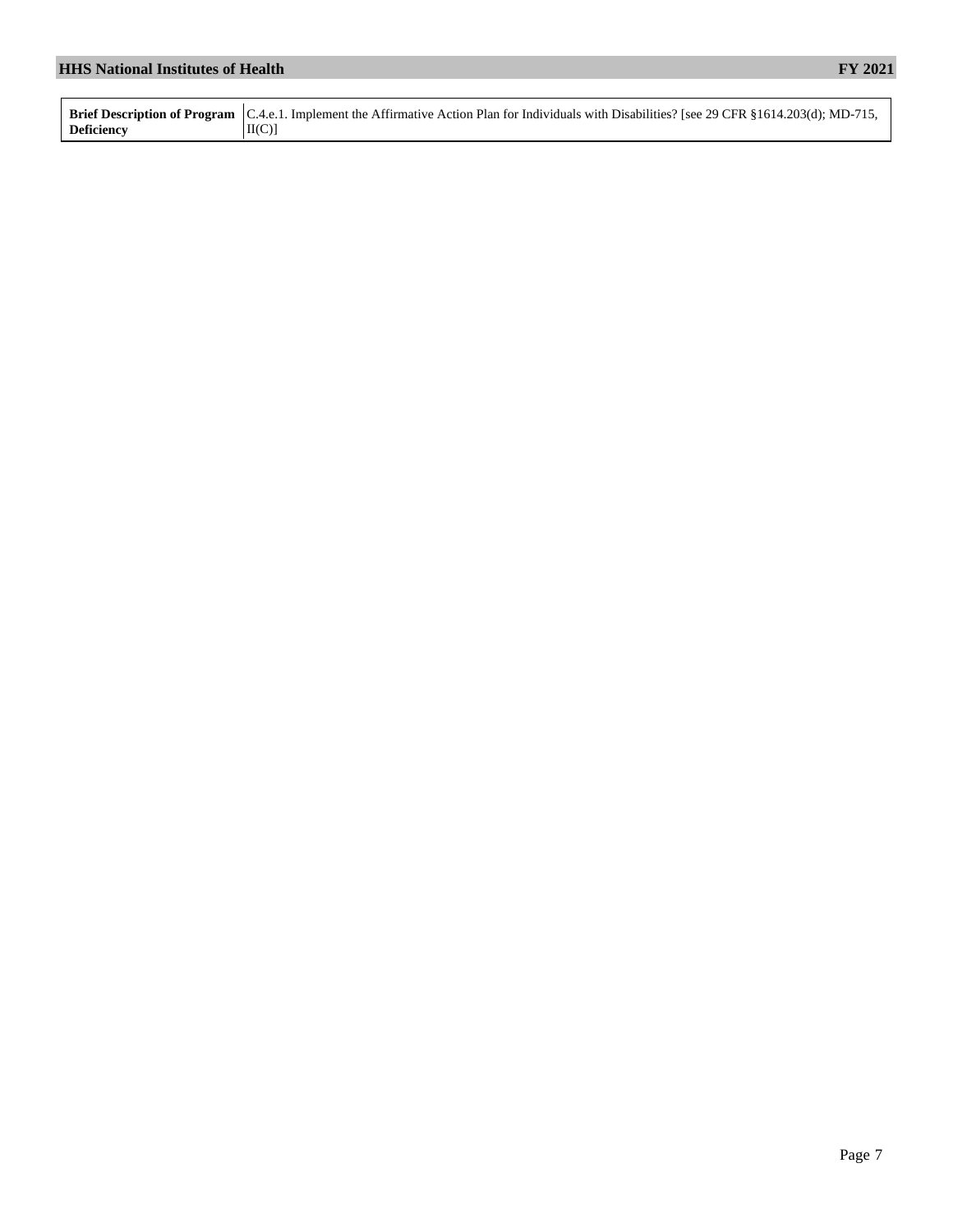| **Brief Description of Program Deficiency** | C.4.e.1. Implement the Affirmative Action Plan for Individuals with Disabilities? [see 29 CFR §1614.203(d); MD-715, II(C)] |
|---|---|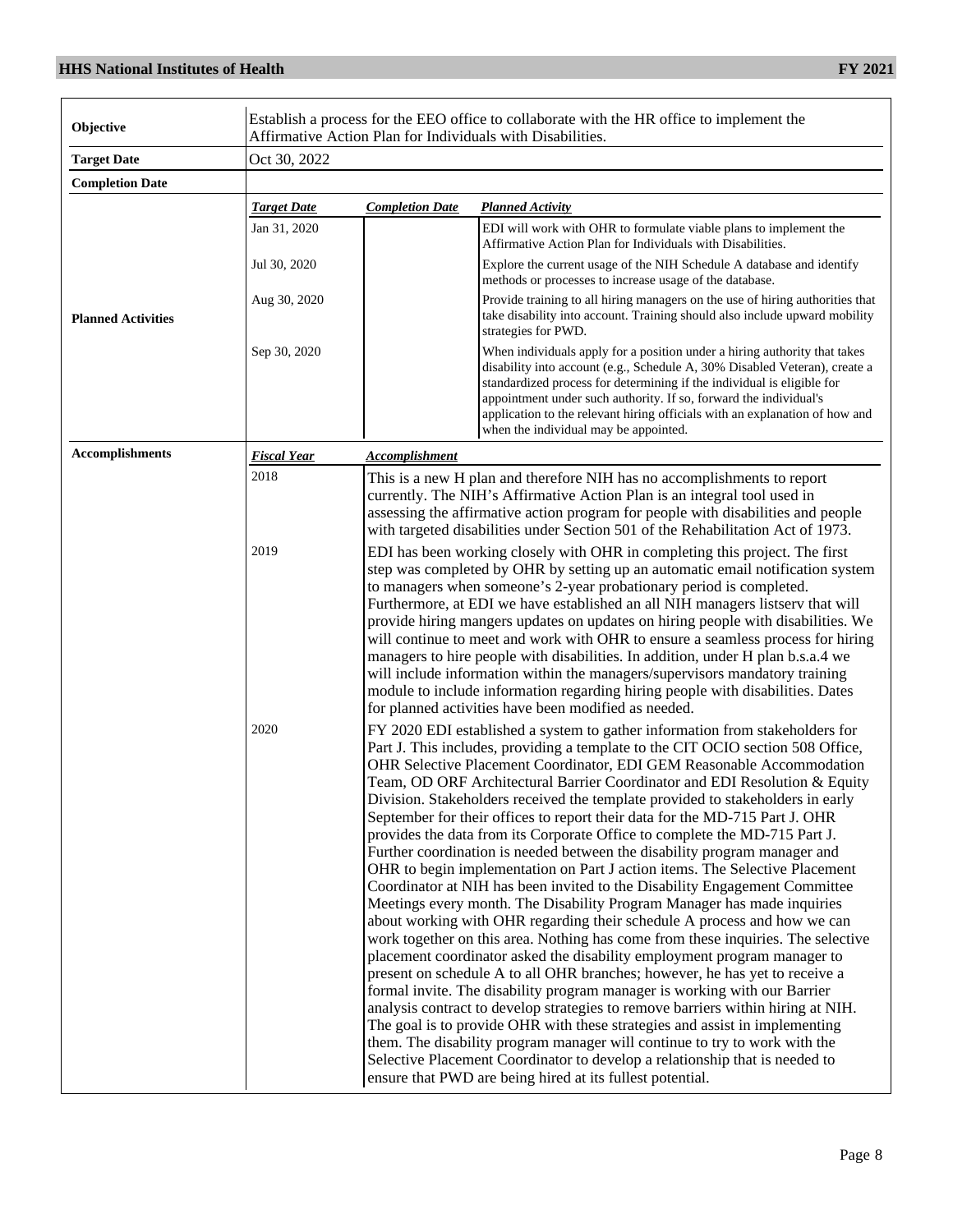| | |
|---|---|
| **Objective** | Establish a process for the EEO office to collaborate with the HR office to implement the Affirmative Action Plan for Individuals with Disabilities. |
| **Target Date** | Oct 30, 2022 |
| **Completion Date** | |

**Planned Activities**

| ***Target Date*** | ***Completion Date*** | ***Planned Activity*** |
|---|---|---|
| Jan 31, 2020 | | EDI will work with OHR to formulate viable plans to implement the Affirmative Action Plan for Individuals with Disabilities. |
| Jul 30, 2020 | | Explore the current usage of the NIH Schedule A database and identify methods or processes to increase usage of the database. |
| Aug 30, 2020 | | Provide training to all hiring managers on the use of hiring authorities that take disability into account. Training should also include upward mobility strategies for PWD. |
| Sep 30, 2020 | | When individuals apply for a position under a hiring authority that takes disability into account (e.g., Schedule A, 30% Disabled Veteran), create a standardized process for determining if the individual is eligible for appointment under such authority. If so, forward the individual's application to the relevant hiring officials with an explanation of how and when the individual may be appointed. |

**Accomplishments**

| ***Fiscal Year*** | ***Accomplishment*** |
|---|---|
| 2018 | This is a new H plan and therefore NIH has no accomplishments to report currently. The NIH's Affirmative Action Plan is an integral tool used in assessing the affirmative action program for people with disabilities and people with targeted disabilities under Section 501 of the Rehabilitation Act of 1973. |
| 2019 | EDI has been working closely with OHR in completing this project. The first step was completed by OHR by setting up an automatic email notification system to managers when someone's 2-year probationary period is completed. Furthermore, at EDI we have established an all NIH managers listserv that will provide hiring mangers updates on updates on hiring people with disabilities. We will continue to meet and work with OHR to ensure a seamless process for hiring managers to hire people with disabilities. In addition, under H plan b.s.a.4 we will include information within the managers/supervisors mandatory training module to include information regarding hiring people with disabilities. Dates for planned activities have been modified as needed. |
| 2020 | FY 2020 EDI established a system to gather information from stakeholders for Part J. This includes, providing a template to the CIT OCIO section 508 Office, OHR Selective Placement Coordinator, EDI GEM Reasonable Accommodation Team, OD ORF Architectural Barrier Coordinator and EDI Resolution & Equity Division. Stakeholders received the template provided to stakeholders in early September for their offices to report their data for the MD-715 Part J. OHR provides the data from its Corporate Office to complete the MD-715 Part J. Further coordination is needed between the disability program manager and OHR to begin implementation on Part J action items. The Selective Placement Coordinator at NIH has been invited to the Disability Engagement Committee Meetings every month. The Disability Program Manager has made inquiries about working with OHR regarding their schedule A process and how we can work together on this area. Nothing has come from these inquiries. The selective placement coordinator asked the disability employment program manager to present on schedule A to all OHR branches; however, he has yet to receive a formal invite. The disability program manager is working with our Barrier analysis contract to develop strategies to remove barriers within hiring at NIH. The goal is to provide OHR with these strategies and assist in implementing them. The disability program manager will continue to try to work with the Selective Placement Coordinator to develop a relationship that is needed to ensure that PWD are being hired at its fullest potential. |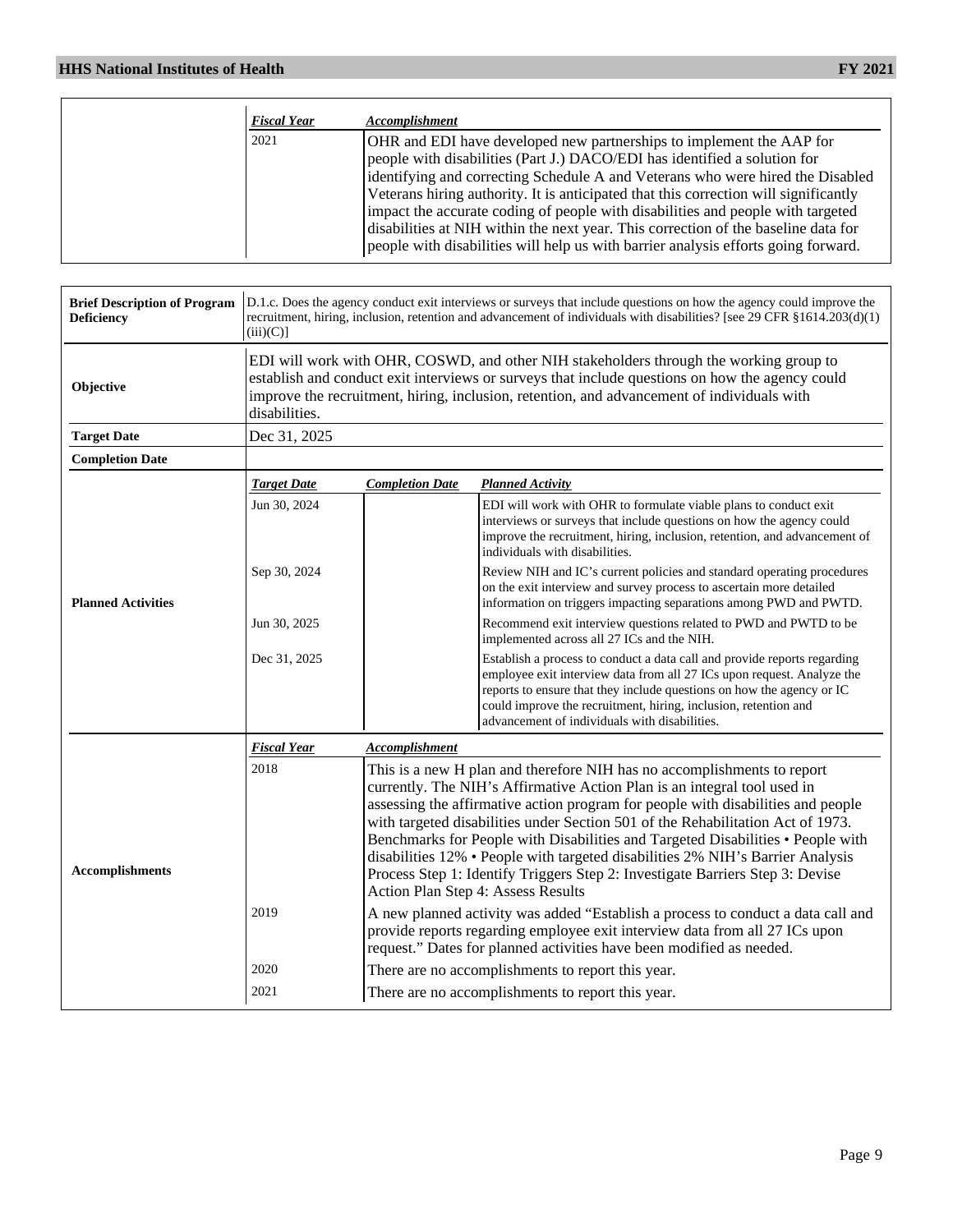| Fiscal Year | Accomplishment |
|---|---|
| 2021 | OHR and EDI have developed new partnerships to implement the AAP for people with disabilities (Part J.) DACO/EDI has identified a solution for identifying and correcting Schedule A and Veterans who were hired the Disabled Veterans hiring authority. It is anticipated that this correction will significantly impact the accurate coding of people with disabilities and people with targeted disabilities at NIH within the next year. This correction of the baseline data for people with disabilities will help us with barrier analysis efforts going forward. |

| | |
|---|---|
| **Brief Description of Program Deficiency** | D.1.c. Does the agency conduct exit interviews or surveys that include questions on how the agency could improve the recruitment, hiring, inclusion, retention and advancement of individuals with disabilities? [see 29 CFR §1614.203(d)(1)(iii)(C)] |
| **Objective** | EDI will work with OHR, COSWD, and other NIH stakeholders through the working group to establish and conduct exit interviews or surveys that include questions on how the agency could improve the recruitment, hiring, inclusion, retention, and advancement of individuals with disabilities. |
| **Target Date** | Dec 31, 2025 |
| **Completion Date** | |

**Planned Activities**

| Target Date | Completion Date | Planned Activity |
|---|---|---|
| Jun 30, 2024 | | EDI will work with OHR to formulate viable plans to conduct exit interviews or surveys that include questions on how the agency could improve the recruitment, hiring, inclusion, retention, and advancement of individuals with disabilities. |
| Sep 30, 2024 | | Review NIH and IC's current policies and standard operating procedures on the exit interview and survey process to ascertain more detailed information on triggers impacting separations among PWD and PWTD. |
| Jun 30, 2025 | | Recommend exit interview questions related to PWD and PWTD to be implemented across all 27 ICs and the NIH. |
| Dec 31, 2025 | | Establish a process to conduct a data call and provide reports regarding employee exit interview data from all 27 ICs upon request. Analyze the reports to ensure that they include questions on how the agency or IC could improve the recruitment, hiring, inclusion, retention and advancement of individuals with disabilities. |

**Accomplishments**

| Fiscal Year | Accomplishment |
|---|---|
| 2018 | This is a new H plan and therefore NIH has no accomplishments to report currently. The NIH's Affirmative Action Plan is an integral tool used in assessing the affirmative action program for people with disabilities and people with targeted disabilities under Section 501 of the Rehabilitation Act of 1973. Benchmarks for People with Disabilities and Targeted Disabilities • People with disabilities 12% • People with targeted disabilities 2% NIH's Barrier Analysis Process Step 1: Identify Triggers Step 2: Investigate Barriers Step 3: Devise Action Plan Step 4: Assess Results |
| 2019 | A new planned activity was added "Establish a process to conduct a data call and provide reports regarding employee exit interview data from all 27 ICs upon request." Dates for planned activities have been modified as needed. |
| 2020 | There are no accomplishments to report this year. |
| 2021 | There are no accomplishments to report this year. |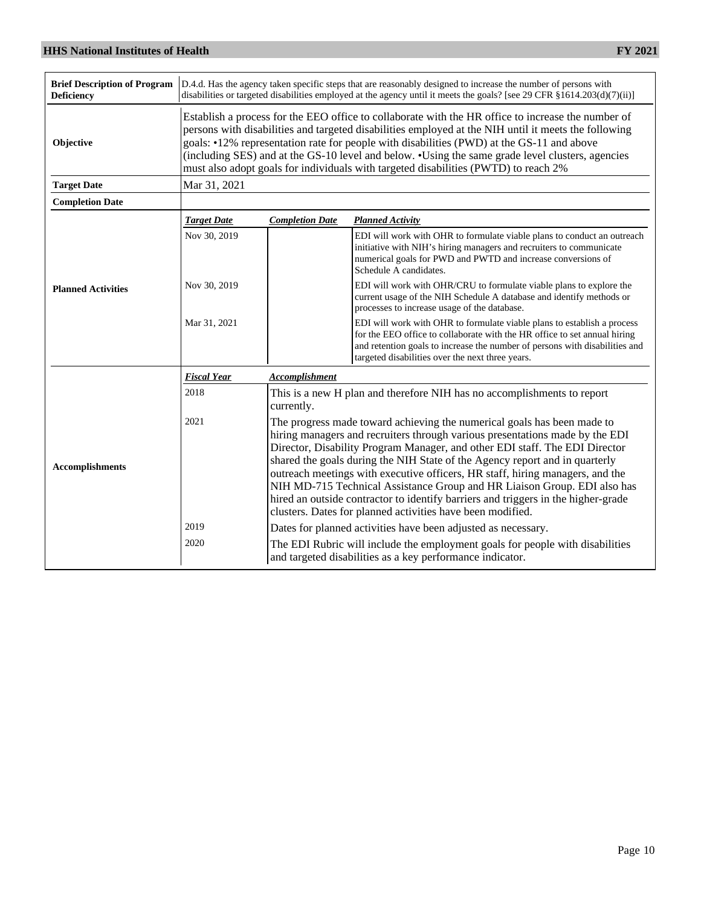| Brief Description of Program Deficiency | D.4.d. Has the agency taken specific steps that are reasonably designed to increase the number of persons with disabilities or targeted disabilities employed at the agency until it meets the goals? [see 29 CFR §1614.203(d)(7)(ii)] | | |
|---|---|---|---|
| Objective | Establish a process for the EEO office to collaborate with the HR office to increase the number of persons with disabilities and targeted disabilities employed at the NIH until it meets the following goals: •12% representation rate for people with disabilities (PWD) at the GS-11 and above (including SES) and at the GS-10 level and below. •Using the same grade level clusters, agencies must also adopt goals for individuals with targeted disabilities (PWTD) to reach 2% | | |
| Target Date | Mar 31, 2021 | | |
| Completion Date | | | |
| Planned Activities | ***Target Date*** | ***Completion Date*** | ***Planned Activity*** |
| | Nov 30, 2019 | | EDI will work with OHR to formulate viable plans to conduct an outreach initiative with NIH's hiring managers and recruiters to communicate numerical goals for PWD and PWTD and increase conversions of Schedule A candidates. |
| | Nov 30, 2019 | | EDI will work with OHR/CRU to formulate viable plans to explore the current usage of the NIH Schedule A database and identify methods or processes to increase usage of the database. |
| | Mar 31, 2021 | | EDI will work with OHR to formulate viable plans to establish a process for the EEO office to collaborate with the HR office to set annual hiring and retention goals to increase the number of persons with disabilities and targeted disabilities over the next three years. |
| Accomplishments | ***Fiscal Year*** | ***Accomplishment*** | |
| | 2018 | This is a new H plan and therefore NIH has no accomplishments to report currently. | |
| | 2021 | The progress made toward achieving the numerical goals has been made to hiring managers and recruiters through various presentations made by the EDI Director, Disability Program Manager, and other EDI staff. The EDI Director shared the goals during the NIH State of the Agency report and in quarterly outreach meetings with executive officers, HR staff, hiring managers, and the NIH MD-715 Technical Assistance Group and HR Liaison Group. EDI also has hired an outside contractor to identify barriers and triggers in the higher-grade clusters. Dates for planned activities have been modified. | |
| | 2019 | Dates for planned activities have been adjusted as necessary. | |
| | 2020 | The EDI Rubric will include the employment goals for people with disabilities and targeted disabilities as a key performance indicator. | |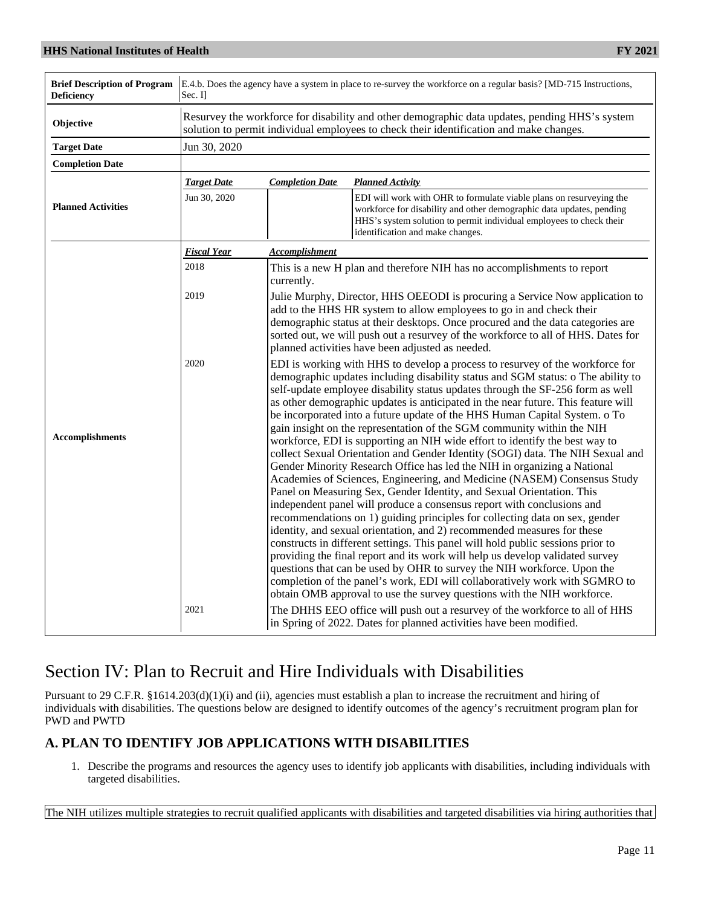| Brief Description of Program Deficiency | E.4.b. Does the agency have a system in place to re-survey the workforce on a regular basis? [MD-715 Instructions, Sec. I] | | |
|---|---|---|---|
| Objective | Resurvey the workforce for disability and other demographic data updates, pending HHS's system solution to permit individual employees to check their identification and make changes. | | |
| Target Date | Jun 30, 2020 | | |
| Completion Date | | | |
| Planned Activities | ***Target Date*** | ***Completion Date*** | ***Planned Activity*** |
| | Jun 30, 2020 | | EDI will work with OHR to formulate viable plans on resurveying the workforce for disability and other demographic data updates, pending HHS's system solution to permit individual employees to check their identification and make changes. |
| Accomplishments | ***Fiscal Year*** | ***Accomplishment*** | |
| | 2018 | This is a new H plan and therefore NIH has no accomplishments to report currently. | |
| | 2019 | Julie Murphy, Director, HHS OEEODI is procuring a Service Now application to add to the HHS HR system to allow employees to go in and check their demographic status at their desktops. Once procured and the data categories are sorted out, we will push out a resurvey of the workforce to all of HHS. Dates for planned activities have been adjusted as needed. | |
| | 2020 | EDI is working with HHS to develop a process to resurvey of the workforce for demographic updates including disability status and SGM status: o The ability to self-update employee disability status updates through the SF-256 form as well as other demographic updates is anticipated in the near future. This feature will be incorporated into a future update of the HHS Human Capital System. o To gain insight on the representation of the SGM community within the NIH workforce, EDI is supporting an NIH wide effort to identify the best way to collect Sexual Orientation and Gender Identity (SOGI) data. The NIH Sexual and Gender Minority Research Office has led the NIH in organizing a National Academies of Sciences, Engineering, and Medicine (NASEM) Consensus Study Panel on Measuring Sex, Gender Identity, and Sexual Orientation. This independent panel will produce a consensus report with conclusions and recommendations on 1) guiding principles for collecting data on sex, gender identity, and sexual orientation, and 2) recommended measures for these constructs in different settings. This panel will hold public sessions prior to providing the final report and its work will help us develop validated survey questions that can be used by OHR to survey the NIH workforce. Upon the completion of the panel's work, EDI will collaboratively work with SGMRO to obtain OMB approval to use the survey questions with the NIH workforce. | |
| | 2021 | The DHHS EEO office will push out a resurvey of the workforce to all of HHS in Spring of 2022. Dates for planned activities have been modified. | |

# Section IV: Plan to Recruit and Hire Individuals with Disabilities

Pursuant to 29 C.F.R. §1614.203(d)(1)(i) and (ii), agencies must establish a plan to increase the recruitment and hiring of individuals with disabilities. The questions below are designed to identify outcomes of the agency's recruitment program plan for PWD and PWTD

## A. PLAN TO IDENTIFY JOB APPLICATIONS WITH DISABILITIES

1. Describe the programs and resources the agency uses to identify job applicants with disabilities, including individuals with targeted disabilities.

The NIH utilizes multiple strategies to recruit qualified applicants with disabilities and targeted disabilities via hiring authorities that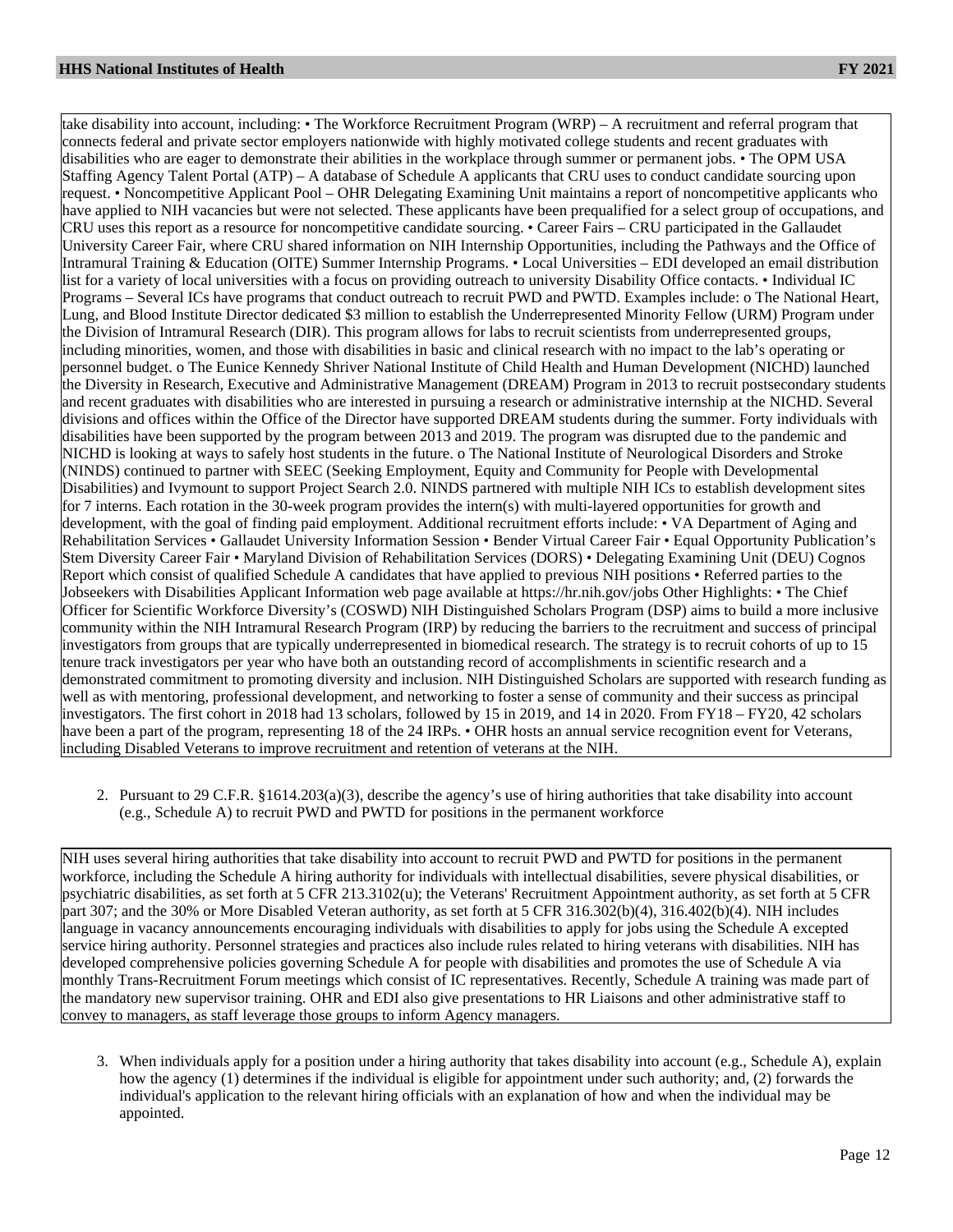take disability into account, including: • The Workforce Recruitment Program (WRP) – A recruitment and referral program that connects federal and private sector employers nationwide with highly motivated college students and recent graduates with disabilities who are eager to demonstrate their abilities in the workplace through summer or permanent jobs. • The OPM USA Staffing Agency Talent Portal (ATP) – A database of Schedule A applicants that CRU uses to conduct candidate sourcing upon request. • Noncompetitive Applicant Pool – OHR Delegating Examining Unit maintains a report of noncompetitive applicants who have applied to NIH vacancies but were not selected. These applicants have been prequalified for a select group of occupations, and CRU uses this report as a resource for noncompetitive candidate sourcing. • Career Fairs – CRU participated in the Gallaudet University Career Fair, where CRU shared information on NIH Internship Opportunities, including the Pathways and the Office of Intramural Training & Education (OITE) Summer Internship Programs. • Local Universities – EDI developed an email distribution list for a variety of local universities with a focus on providing outreach to university Disability Office contacts. • Individual IC Programs – Several ICs have programs that conduct outreach to recruit PWD and PWTD. Examples include: o The National Heart, Lung, and Blood Institute Director dedicated $3 million to establish the Underrepresented Minority Fellow (URM) Program under the Division of Intramural Research (DIR). This program allows for labs to recruit scientists from underrepresented groups, including minorities, women, and those with disabilities in basic and clinical research with no impact to the lab's operating or personnel budget. o The Eunice Kennedy Shriver National Institute of Child Health and Human Development (NICHD) launched the Diversity in Research, Executive and Administrative Management (DREAM) Program in 2013 to recruit postsecondary students and recent graduates with disabilities who are interested in pursuing a research or administrative internship at the NICHD. Several divisions and offices within the Office of the Director have supported DREAM students during the summer. Forty individuals with disabilities have been supported by the program between 2013 and 2019. The program was disrupted due to the pandemic and NICHD is looking at ways to safely host students in the future. o The National Institute of Neurological Disorders and Stroke (NINDS) continued to partner with SEEC (Seeking Employment, Equity and Community for People with Developmental Disabilities) and Ivymount to support Project Search 2.0. NINDS partnered with multiple NIH ICs to establish development sites for 7 interns. Each rotation in the 30-week program provides the intern(s) with multi-layered opportunities for growth and development, with the goal of finding paid employment. Additional recruitment efforts include: • VA Department of Aging and Rehabilitation Services • Gallaudet University Information Session • Bender Virtual Career Fair • Equal Opportunity Publication's Stem Diversity Career Fair • Maryland Division of Rehabilitation Services (DORS) • Delegating Examining Unit (DEU) Cognos Report which consist of qualified Schedule A candidates that have applied to previous NIH positions • Referred parties to the Jobseekers with Disabilities Applicant Information web page available at https://hr.nih.gov/jobs Other Highlights: • The Chief Officer for Scientific Workforce Diversity's (COSWD) NIH Distinguished Scholars Program (DSP) aims to build a more inclusive community within the NIH Intramural Research Program (IRP) by reducing the barriers to the recruitment and success of principal investigators from groups that are typically underrepresented in biomedical research. The strategy is to recruit cohorts of up to 15 tenure track investigators per year who have both an outstanding record of accomplishments in scientific research and a demonstrated commitment to promoting diversity and inclusion. NIH Distinguished Scholars are supported with research funding as well as with mentoring, professional development, and networking to foster a sense of community and their success as principal investigators. The first cohort in 2018 had 13 scholars, followed by 15 in 2019, and 14 in 2020. From FY18 – FY20, 42 scholars have been a part of the program, representing 18 of the 24 IRPs. • OHR hosts an annual service recognition event for Veterans, including Disabled Veterans to improve recruitment and retention of veterans at the NIH.

2. Pursuant to 29 C.F.R. §1614.203(a)(3), describe the agency's use of hiring authorities that take disability into account (e.g., Schedule A) to recruit PWD and PWTD for positions in the permanent workforce

NIH uses several hiring authorities that take disability into account to recruit PWD and PWTD for positions in the permanent workforce, including the Schedule A hiring authority for individuals with intellectual disabilities, severe physical disabilities, or psychiatric disabilities, as set forth at 5 CFR 213.3102(u); the Veterans' Recruitment Appointment authority, as set forth at 5 CFR part 307; and the 30% or More Disabled Veteran authority, as set forth at 5 CFR 316.302(b)(4), 316.402(b)(4). NIH includes language in vacancy announcements encouraging individuals with disabilities to apply for jobs using the Schedule A excepted service hiring authority. Personnel strategies and practices also include rules related to hiring veterans with disabilities. NIH has developed comprehensive policies governing Schedule A for people with disabilities and promotes the use of Schedule A via monthly Trans-Recruitment Forum meetings which consist of IC representatives. Recently, Schedule A training was made part of the mandatory new supervisor training. OHR and EDI also give presentations to HR Liaisons and other administrative staff to convey to managers, as staff leverage those groups to inform Agency managers.

3. When individuals apply for a position under a hiring authority that takes disability into account (e.g., Schedule A), explain how the agency (1) determines if the individual is eligible for appointment under such authority; and, (2) forwards the individual's application to the relevant hiring officials with an explanation of how and when the individual may be appointed.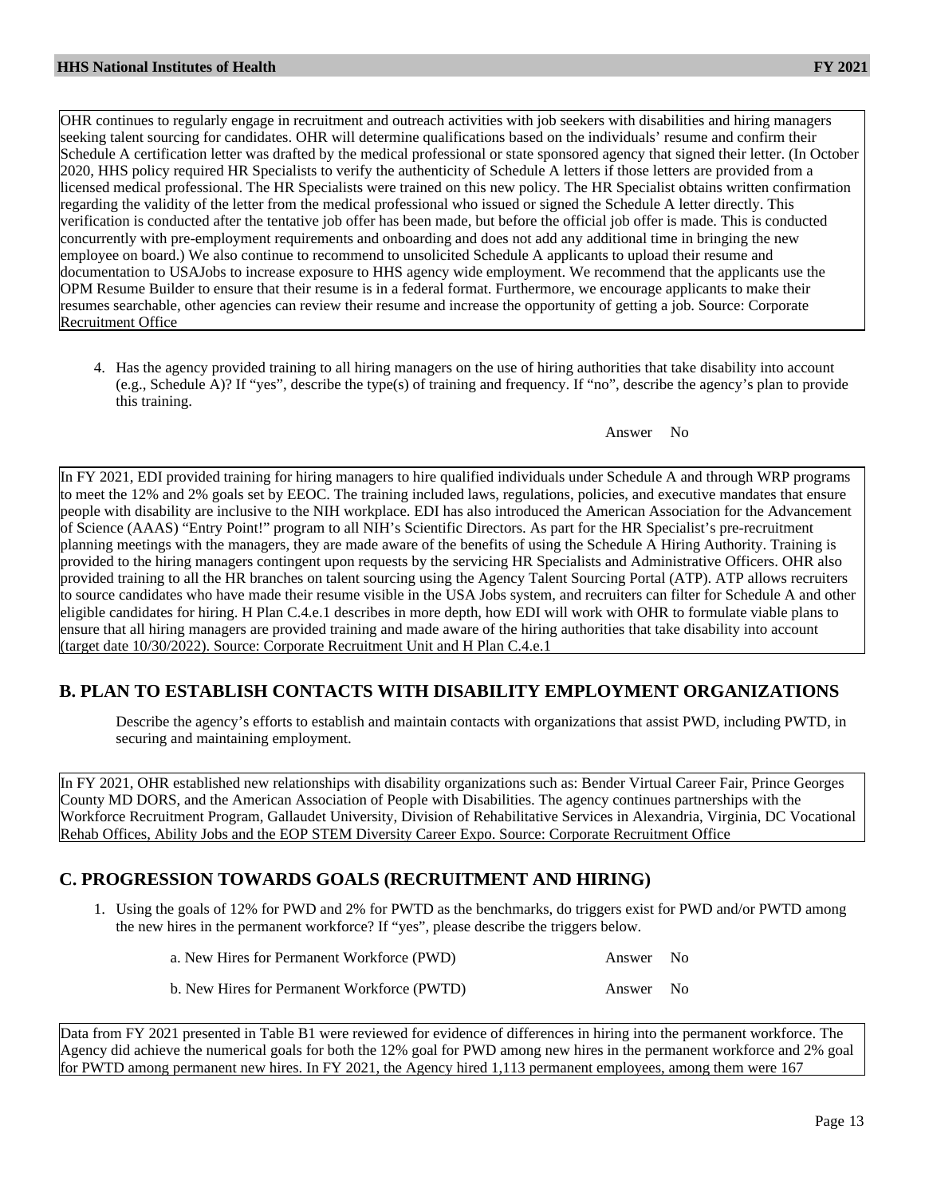OHR continues to regularly engage in recruitment and outreach activities with job seekers with disabilities and hiring managers seeking talent sourcing for candidates. OHR will determine qualifications based on the individuals' resume and confirm their Schedule A certification letter was drafted by the medical professional or state sponsored agency that signed their letter. (In October 2020, HHS policy required HR Specialists to verify the authenticity of Schedule A letters if those letters are provided from a licensed medical professional. The HR Specialists were trained on this new policy. The HR Specialist obtains written confirmation regarding the validity of the letter from the medical professional who issued or signed the Schedule A letter directly. This verification is conducted after the tentative job offer has been made, but before the official job offer is made. This is conducted concurrently with pre-employment requirements and onboarding and does not add any additional time in bringing the new employee on board.) We also continue to recommend to unsolicited Schedule A applicants to upload their resume and documentation to USAJobs to increase exposure to HHS agency wide employment. We recommend that the applicants use the OPM Resume Builder to ensure that their resume is in a federal format. Furthermore, we encourage applicants to make their resumes searchable, other agencies can review their resume and increase the opportunity of getting a job. Source: Corporate Recruitment Office

4. Has the agency provided training to all hiring managers on the use of hiring authorities that take disability into account (e.g., Schedule A)? If "yes", describe the type(s) of training and frequency. If "no", describe the agency's plan to provide this training.

Answer No

In FY 2021, EDI provided training for hiring managers to hire qualified individuals under Schedule A and through WRP programs to meet the 12% and 2% goals set by EEOC. The training included laws, regulations, policies, and executive mandates that ensure people with disability are inclusive to the NIH workplace. EDI has also introduced the American Association for the Advancement of Science (AAAS) "Entry Point!" program to all NIH's Scientific Directors. As part for the HR Specialist's pre-recruitment planning meetings with the managers, they are made aware of the benefits of using the Schedule A Hiring Authority. Training is provided to the hiring managers contingent upon requests by the servicing HR Specialists and Administrative Officers. OHR also provided training to all the HR branches on talent sourcing using the Agency Talent Sourcing Portal (ATP). ATP allows recruiters to source candidates who have made their resume visible in the USA Jobs system, and recruiters can filter for Schedule A and other eligible candidates for hiring. H Plan C.4.e.1 describes in more depth, how EDI will work with OHR to formulate viable plans to ensure that all hiring managers are provided training and made aware of the hiring authorities that take disability into account (target date 10/30/2022). Source: Corporate Recruitment Unit and H Plan C.4.e.1

## B. PLAN TO ESTABLISH CONTACTS WITH DISABILITY EMPLOYMENT ORGANIZATIONS

Describe the agency's efforts to establish and maintain contacts with organizations that assist PWD, including PWTD, in securing and maintaining employment.

In FY 2021, OHR established new relationships with disability organizations such as: Bender Virtual Career Fair, Prince Georges County MD DORS, and the American Association of People with Disabilities. The agency continues partnerships with the Workforce Recruitment Program, Gallaudet University, Division of Rehabilitative Services in Alexandria, Virginia, DC Vocational Rehab Offices, Ability Jobs and the EOP STEM Diversity Career Expo. Source: Corporate Recruitment Office

## C. PROGRESSION TOWARDS GOALS (RECRUITMENT AND HIRING)

1. Using the goals of 12% for PWD and 2% for PWTD as the benchmarks, do triggers exist for PWD and/or PWTD among the new hires in the permanent workforce? If "yes", please describe the triggers below.

   a. New Hires for Permanent Workforce (PWD) Answer No

   b. New Hires for Permanent Workforce (PWTD) Answer No

Data from FY 2021 presented in Table B1 were reviewed for evidence of differences in hiring into the permanent workforce. The Agency did achieve the numerical goals for both the 12% goal for PWD among new hires in the permanent workforce and 2% goal for PWTD among permanent new hires. In FY 2021, the Agency hired 1,113 permanent employees, among them were 167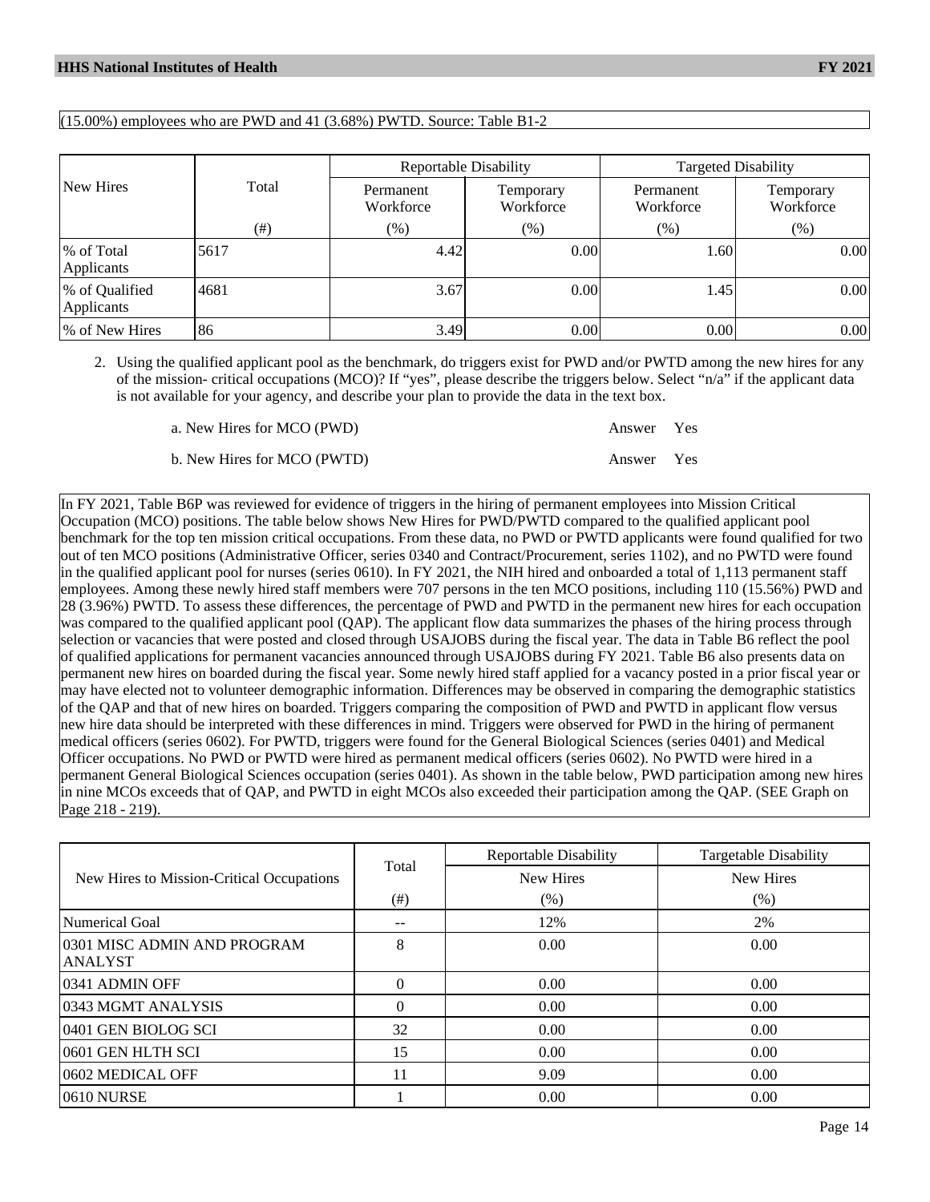(15.00%) employees who are PWD and 41 (3.68%) PWTD. Source: Table B1-2

| New Hires | Total | Reportable Disability | | Targeted Disability | |
|---|---|---|---|---|---|
| | | Permanent Workforce | Temporary Workforce | Permanent Workforce | Temporary Workforce |
| | (#) | (%) | (%) | (%) | (%) |
| % of Total Applicants | 5617 | 4.42 | 0.00 | 1.60 | 0.00 |
| % of Qualified Applicants | 4681 | 3.67 | 0.00 | 1.45 | 0.00 |
| % of New Hires | 86 | 3.49 | 0.00 | 0.00 | 0.00 |

2. Using the qualified applicant pool as the benchmark, do triggers exist for PWD and/or PWTD among the new hires for any of the mission- critical occupations (MCO)? If "yes", please describe the triggers below. Select "n/a" if the applicant data is not available for your agency, and describe your plan to provide the data in the text box.

   a. New Hires for MCO (PWD) — Answer Yes

   b. New Hires for MCO (PWTD) — Answer Yes

In FY 2021, Table B6P was reviewed for evidence of triggers in the hiring of permanent employees into Mission Critical Occupation (MCO) positions. The table below shows New Hires for PWD/PWTD compared to the qualified applicant pool benchmark for the top ten mission critical occupations. From these data, no PWD or PWTD applicants were found qualified for two out of ten MCO positions (Administrative Officer, series 0340 and Contract/Procurement, series 1102), and no PWTD were found in the qualified applicant pool for nurses (series 0610). In FY 2021, the NIH hired and onboarded a total of 1,113 permanent staff employees. Among these newly hired staff members were 707 persons in the ten MCO positions, including 110 (15.56%) PWD and 28 (3.96%) PWTD. To assess these differences, the percentage of PWD and PWTD in the permanent new hires for each occupation was compared to the qualified applicant pool (QAP). The applicant flow data summarizes the phases of the hiring process through selection or vacancies that were posted and closed through USAJOBS during the fiscal year. The data in Table B6 reflect the pool of qualified applications for permanent vacancies announced through USAJOBS during FY 2021. Table B6 also presents data on permanent new hires on boarded during the fiscal year. Some newly hired staff applied for a vacancy posted in a prior fiscal year or may have elected not to volunteer demographic information. Differences may be observed in comparing the demographic statistics of the QAP and that of new hires on boarded. Triggers comparing the composition of PWD and PWTD in applicant flow versus new hire data should be interpreted with these differences in mind. Triggers were observed for PWD in the hiring of permanent medical officers (series 0602). For PWTD, triggers were found for the General Biological Sciences (series 0401) and Medical Officer occupations. No PWD or PWTD were hired as permanent medical officers (series 0602). No PWTD were hired in a permanent General Biological Sciences occupation (series 0401). As shown in the table below, PWD participation among new hires in nine MCOs exceeds that of QAP, and PWTD in eight MCOs also exceeded their participation among the QAP. (SEE Graph on Page 218 - 219).

| New Hires to Mission-Critical Occupations | Total | Reportable Disability | Targetable Disability |
|---|---|---|---|
| | | New Hires | New Hires |
| | (#) | (%) | (%) |
| Numerical Goal | -- | 12% | 2% |
| 0301 MISC ADMIN AND PROGRAM ANALYST | 8 | 0.00 | 0.00 |
| 0341 ADMIN OFF | 0 | 0.00 | 0.00 |
| 0343 MGMT ANALYSIS | 0 | 0.00 | 0.00 |
| 0401 GEN BIOLOG SCI | 32 | 0.00 | 0.00 |
| 0601 GEN HLTH SCI | 15 | 0.00 | 0.00 |
| 0602 MEDICAL OFF | 11 | 9.09 | 0.00 |
| 0610 NURSE | 1 | 0.00 | 0.00 |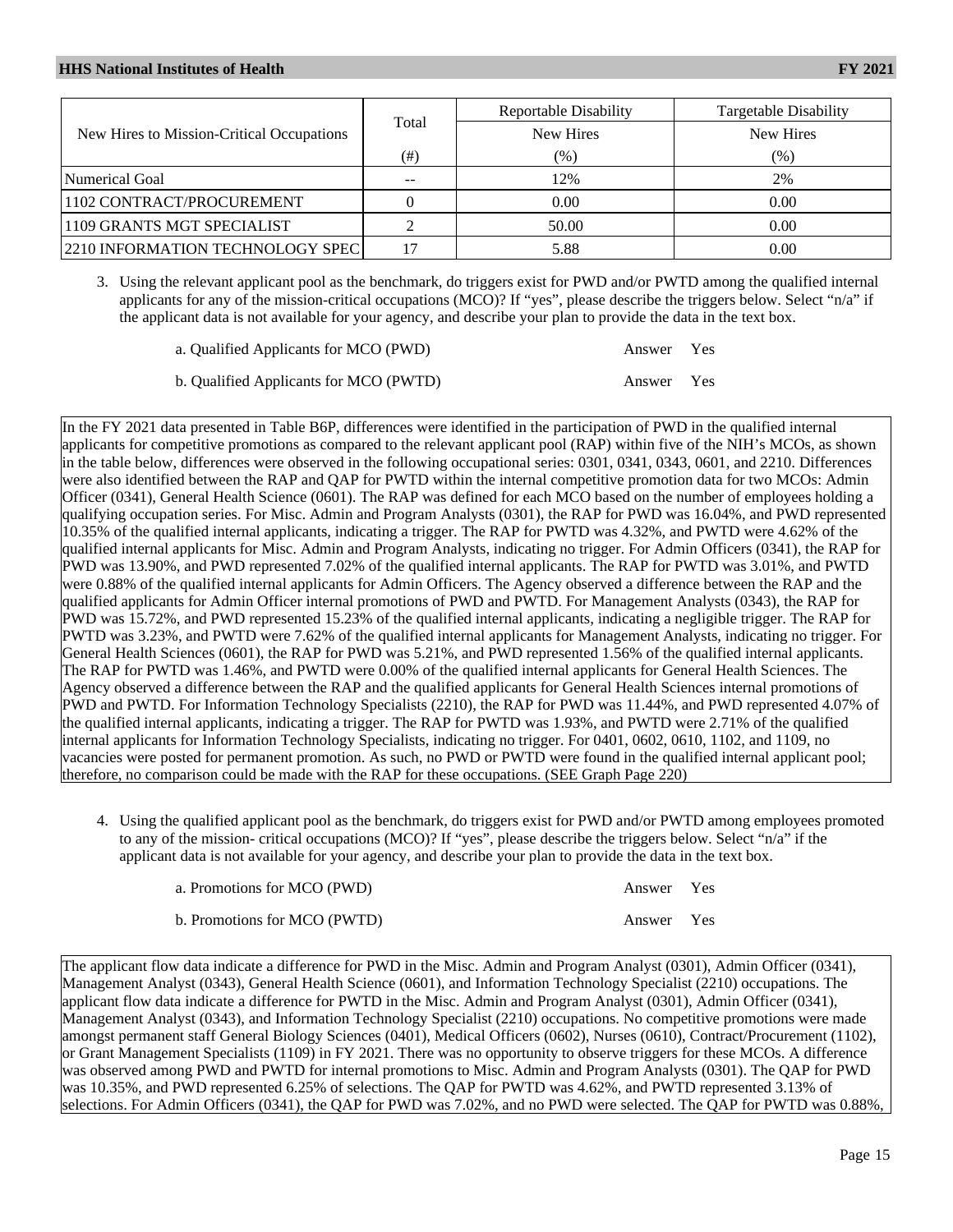| New Hires to Mission-Critical Occupations | Total | Reportable Disability | Targetable Disability |
|---|---|---|---|
| | | New Hires | New Hires |
| | (#) | (%) | (%) |
| Numerical Goal | -- | 12% | 2% |
| 1102 CONTRACT/PROCUREMENT | 0 | 0.00 | 0.00 |
| 1109 GRANTS MGT SPECIALIST | 2 | 50.00 | 0.00 |
| 2210 INFORMATION TECHNOLOGY SPEC | 17 | 5.88 | 0.00 |

3. Using the relevant applicant pool as the benchmark, do triggers exist for PWD and/or PWTD among the qualified internal applicants for any of the mission-critical occupations (MCO)? If "yes", please describe the triggers below. Select "n/a" if the applicant data is not available for your agency, and describe your plan to provide the data in the text box.

   a. Qualified Applicants for MCO (PWD) — Answer Yes

   b. Qualified Applicants for MCO (PWTD) — Answer Yes

In the FY 2021 data presented in Table B6P, differences were identified in the participation of PWD in the qualified internal applicants for competitive promotions as compared to the relevant applicant pool (RAP) within five of the NIH's MCOs, as shown in the table below, differences were observed in the following occupational series: 0301, 0341, 0343, 0601, and 2210. Differences were also identified between the RAP and QAP for PWTD within the internal competitive promotion data for two MCOs: Admin Officer (0341), General Health Science (0601). The RAP was defined for each MCO based on the number of employees holding a qualifying occupation series. For Misc. Admin and Program Analysts (0301), the RAP for PWD was 16.04%, and PWD represented 10.35% of the qualified internal applicants, indicating a trigger. The RAP for PWTD was 4.32%, and PWTD were 4.62% of the qualified internal applicants for Misc. Admin and Program Analysts, indicating no trigger. For Admin Officers (0341), the RAP for PWD was 13.90%, and PWD represented 7.02% of the qualified internal applicants. The RAP for PWTD was 3.01%, and PWTD were 0.88% of the qualified internal applicants for Admin Officers. The Agency observed a difference between the RAP and the qualified applicants for Admin Officer internal promotions of PWD and PWTD. For Management Analysts (0343), the RAP for PWD was 15.72%, and PWD represented 15.23% of the qualified internal applicants, indicating a negligible trigger. The RAP for PWTD was 3.23%, and PWTD were 7.62% of the qualified internal applicants for Management Analysts, indicating no trigger. For General Health Sciences (0601), the RAP for PWD was 5.21%, and PWD represented 1.56% of the qualified internal applicants. The RAP for PWTD was 1.46%, and PWTD were 0.00% of the qualified internal applicants for General Health Sciences. The Agency observed a difference between the RAP and the qualified applicants for General Health Sciences internal promotions of PWD and PWTD. For Information Technology Specialists (2210), the RAP for PWD was 11.44%, and PWD represented 4.07% of the qualified internal applicants, indicating a trigger. The RAP for PWTD was 1.93%, and PWTD were 2.71% of the qualified internal applicants for Information Technology Specialists, indicating no trigger. For 0401, 0602, 0610, 1102, and 1109, no vacancies were posted for permanent promotion. As such, no PWD or PWTD were found in the qualified internal applicant pool; therefore, no comparison could be made with the RAP for these occupations. (SEE Graph Page 220)

4. Using the qualified applicant pool as the benchmark, do triggers exist for PWD and/or PWTD among employees promoted to any of the mission- critical occupations (MCO)? If "yes", please describe the triggers below. Select "n/a" if the applicant data is not available for your agency, and describe your plan to provide the data in the text box.

   a. Promotions for MCO (PWD) — Answer Yes

   b. Promotions for MCO (PWTD) — Answer Yes

The applicant flow data indicate a difference for PWD in the Misc. Admin and Program Analyst (0301), Admin Officer (0341), Management Analyst (0343), General Health Science (0601), and Information Technology Specialist (2210) occupations. The applicant flow data indicate a difference for PWTD in the Misc. Admin and Program Analyst (0301), Admin Officer (0341), Management Analyst (0343), and Information Technology Specialist (2210) occupations. No competitive promotions were made amongst permanent staff General Biology Sciences (0401), Medical Officers (0602), Nurses (0610), Contract/Procurement (1102), or Grant Management Specialists (1109) in FY 2021. There was no opportunity to observe triggers for these MCOs. A difference was observed among PWD and PWTD for internal promotions to Misc. Admin and Program Analysts (0301). The QAP for PWD was 10.35%, and PWD represented 6.25% of selections. The QAP for PWTD was 4.62%, and PWTD represented 3.13% of selections. For Admin Officers (0341), the QAP for PWD was 7.02%, and no PWD were selected. The QAP for PWTD was 0.88%,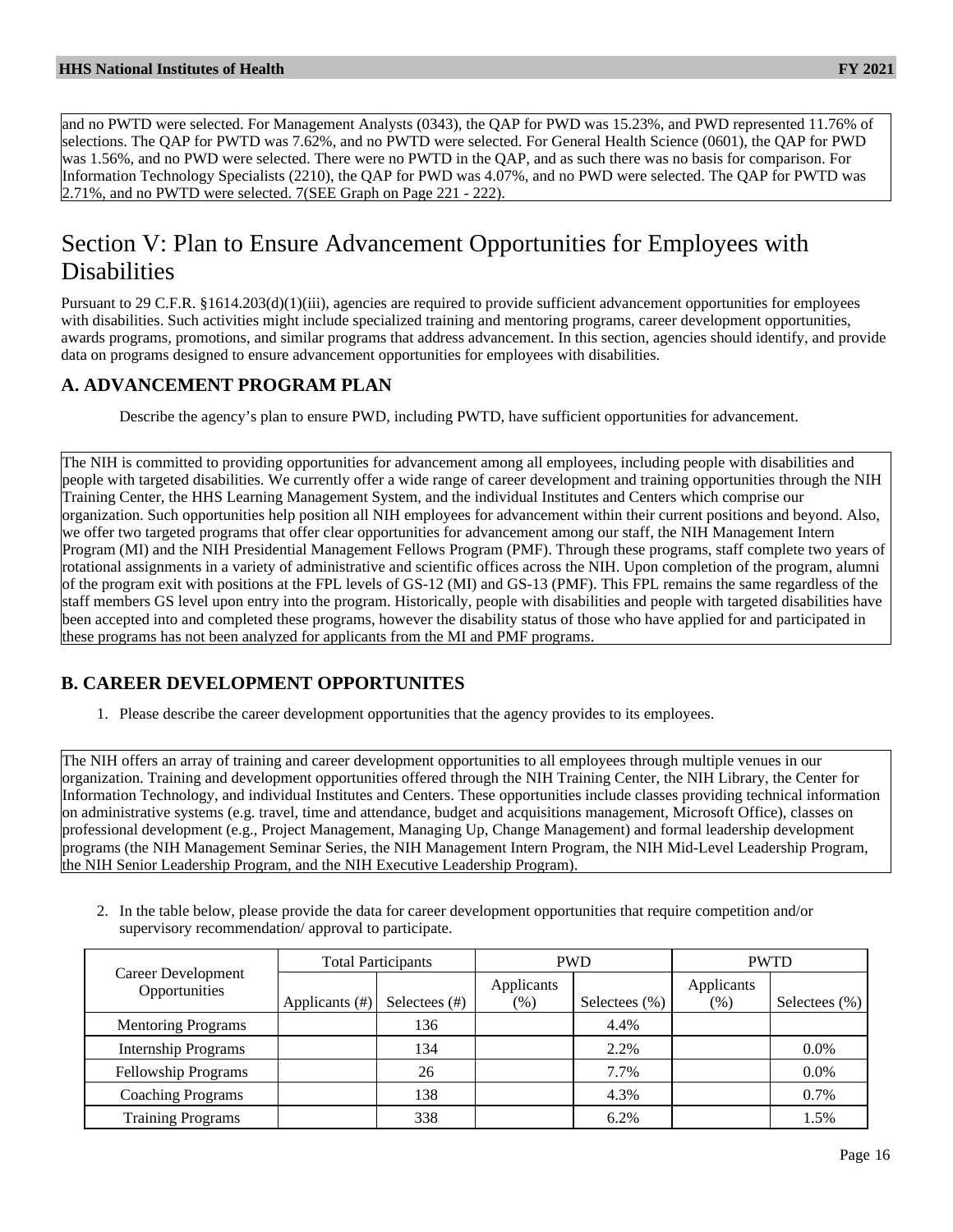and no PWTD were selected. For Management Analysts (0343), the QAP for PWD was 15.23%, and PWD represented 11.76% of selections. The QAP for PWTD was 7.62%, and no PWTD were selected. For General Health Science (0601), the QAP for PWD was 1.56%, and no PWD were selected. There were no PWTD in the QAP, and as such there was no basis for comparison. For Information Technology Specialists (2210), the QAP for PWD was 4.07%, and no PWD were selected. The QAP for PWTD was 2.71%, and no PWTD were selected. 7(SEE Graph on Page 221 - 222).

# Section V: Plan to Ensure Advancement Opportunities for Employees with Disabilities

Pursuant to 29 C.F.R. §1614.203(d)(1)(iii), agencies are required to provide sufficient advancement opportunities for employees with disabilities. Such activities might include specialized training and mentoring programs, career development opportunities, awards programs, promotions, and similar programs that address advancement. In this section, agencies should identify, and provide data on programs designed to ensure advancement opportunities for employees with disabilities.

## A. ADVANCEMENT PROGRAM PLAN

Describe the agency's plan to ensure PWD, including PWTD, have sufficient opportunities for advancement.

The NIH is committed to providing opportunities for advancement among all employees, including people with disabilities and people with targeted disabilities. We currently offer a wide range of career development and training opportunities through the NIH Training Center, the HHS Learning Management System, and the individual Institutes and Centers which comprise our organization. Such opportunities help position all NIH employees for advancement within their current positions and beyond. Also, we offer two targeted programs that offer clear opportunities for advancement among our staff, the NIH Management Intern Program (MI) and the NIH Presidential Management Fellows Program (PMF). Through these programs, staff complete two years of rotational assignments in a variety of administrative and scientific offices across the NIH. Upon completion of the program, alumni of the program exit with positions at the FPL levels of GS-12 (MI) and GS-13 (PMF). This FPL remains the same regardless of the staff members GS level upon entry into the program. Historically, people with disabilities and people with targeted disabilities have been accepted into and completed these programs, however the disability status of those who have applied for and participated in these programs has not been analyzed for applicants from the MI and PMF programs.

## B. CAREER DEVELOPMENT OPPORTUNITES

1. Please describe the career development opportunities that the agency provides to its employees.

The NIH offers an array of training and career development opportunities to all employees through multiple venues in our organization. Training and development opportunities offered through the NIH Training Center, the NIH Library, the Center for Information Technology, and individual Institutes and Centers. These opportunities include classes providing technical information on administrative systems (e.g. travel, time and attendance, budget and acquisitions management, Microsoft Office), classes on professional development (e.g., Project Management, Managing Up, Change Management) and formal leadership development programs (the NIH Management Seminar Series, the NIH Management Intern Program, the NIH Mid-Level Leadership Program, the NIH Senior Leadership Program, and the NIH Executive Leadership Program).

2. In the table below, please provide the data for career development opportunities that require competition and/or supervisory recommendation/ approval to participate.

| Career Development Opportunities | Total Participants | | PWD | | PWTD | |
|---|---|---|---|---|---|---|
| | Applicants (#) | Selectees (#) | Applicants (%) | Selectees (%) | Applicants (%) | Selectees (%) |
| Mentoring Programs | | 136 | | 4.4% | | |
| Internship Programs | | 134 | | 2.2% | | 0.0% |
| Fellowship Programs | | 26 | | 7.7% | | 0.0% |
| Coaching Programs | | 138 | | 4.3% | | 0.7% |
| Training Programs | | 338 | | 6.2% | | 1.5% |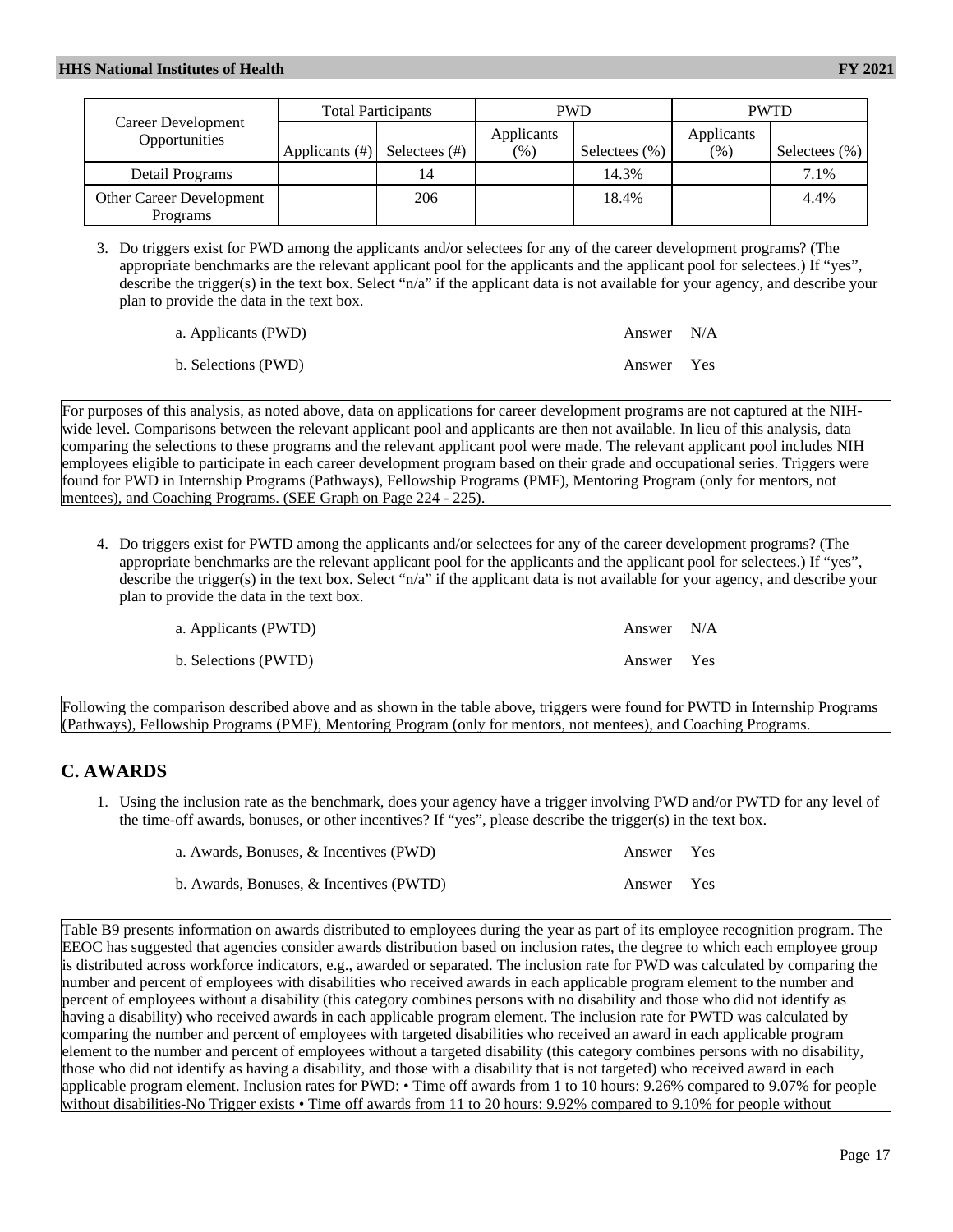| Career Development Opportunities | Total Participants | | PWD | | PWTD | |
|---|---|---|---|---|---|---|
| | Applicants (#) | Selectees (#) | Applicants (%) | Selectees (%) | Applicants (%) | Selectees (%) |
| Detail Programs | | 14 | | 14.3% | | 7.1% |
| Other Career Development Programs | | 206 | | 18.4% | | 4.4% |

3. Do triggers exist for PWD among the applicants and/or selectees for any of the career development programs? (The appropriate benchmarks are the relevant applicant pool for the applicants and the applicant pool for selectees.) If "yes", describe the trigger(s) in the text box. Select "n/a" if the applicant data is not available for your agency, and describe your plan to provide the data in the text box.

   a. Applicants (PWD) Answer N/A

   b. Selections (PWD) Answer Yes

For purposes of this analysis, as noted above, data on applications for career development programs are not captured at the NIH-wide level. Comparisons between the relevant applicant pool and applicants are then not available. In lieu of this analysis, data comparing the selections to these programs and the relevant applicant pool were made. The relevant applicant pool includes NIH employees eligible to participate in each career development program based on their grade and occupational series. Triggers were found for PWD in Internship Programs (Pathways), Fellowship Programs (PMF), Mentoring Program (only for mentors, not mentees), and Coaching Programs. (SEE Graph on Page 224 - 225).

4. Do triggers exist for PWTD among the applicants and/or selectees for any of the career development programs? (The appropriate benchmarks are the relevant applicant pool for the applicants and the applicant pool for selectees.) If "yes", describe the trigger(s) in the text box. Select "n/a" if the applicant data is not available for your agency, and describe your plan to provide the data in the text box.

   a. Applicants (PWTD) Answer N/A

   b. Selections (PWTD) Answer Yes

Following the comparison described above and as shown in the table above, triggers were found for PWTD in Internship Programs (Pathways), Fellowship Programs (PMF), Mentoring Program (only for mentors, not mentees), and Coaching Programs.

## C. AWARDS

1. Using the inclusion rate as the benchmark, does your agency have a trigger involving PWD and/or PWTD for any level of the time-off awards, bonuses, or other incentives? If "yes", please describe the trigger(s) in the text box.

   a. Awards, Bonuses, & Incentives (PWD) Answer Yes

   b. Awards, Bonuses, & Incentives (PWTD) Answer Yes

Table B9 presents information on awards distributed to employees during the year as part of its employee recognition program. The EEOC has suggested that agencies consider awards distribution based on inclusion rates, the degree to which each employee group is distributed across workforce indicators, e.g., awarded or separated. The inclusion rate for PWD was calculated by comparing the number and percent of employees with disabilities who received awards in each applicable program element to the number and percent of employees without a disability (this category combines persons with no disability and those who did not identify as having a disability) who received awards in each applicable program element. The inclusion rate for PWTD was calculated by comparing the number and percent of employees with targeted disabilities who received an award in each applicable program element to the number and percent of employees without a targeted disability (this category combines persons with no disability, those who did not identify as having a disability, and those with a disability that is not targeted) who received award in each applicable program element. Inclusion rates for PWD: • Time off awards from 1 to 10 hours: 9.26% compared to 9.07% for people without disabilities-No Trigger exists • Time off awards from 11 to 20 hours: 9.92% compared to 9.10% for people without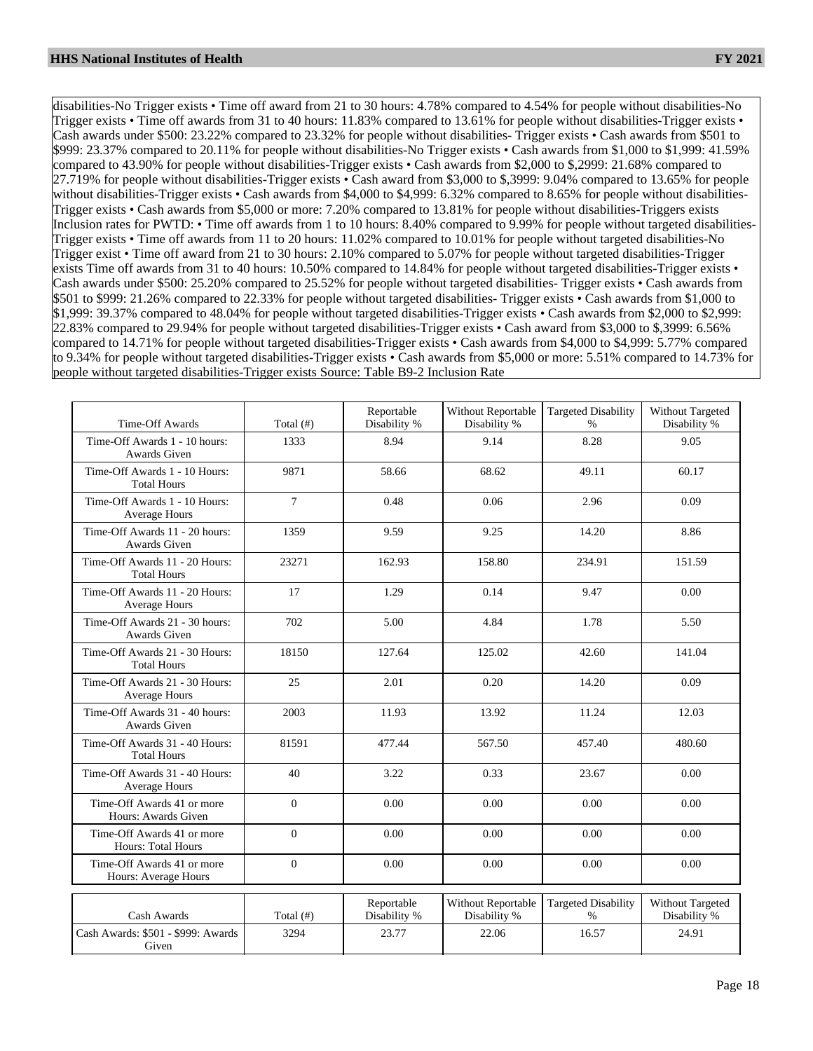disabilities-No Trigger exists • Time off award from 21 to 30 hours: 4.78% compared to 4.54% for people without disabilities-No Trigger exists • Time off awards from 31 to 40 hours: 11.83% compared to 13.61% for people without disabilities-Trigger exists • Cash awards under $500: 23.22% compared to 23.32% for people without disabilities- Trigger exists • Cash awards from $501 to $999: 23.37% compared to 20.11% for people without disabilities-No Trigger exists • Cash awards from $1,000 to $1,999: 41.59% compared to 43.90% for people without disabilities-Trigger exists • Cash awards from $2,000 to $,2999: 21.68% compared to 27.719% for people without disabilities-Trigger exists • Cash award from $3,000 to $,3999: 9.04% compared to 13.65% for people without disabilities-Trigger exists • Cash awards from $4,000 to $4,999: 6.32% compared to 8.65% for people without disabilities-Trigger exists • Cash awards from $5,000 or more: 7.20% compared to 13.81% for people without disabilities-Triggers exists Inclusion rates for PWTD: • Time off awards from 1 to 10 hours: 8.40% compared to 9.99% for people without targeted disabilities-Trigger exists • Time off awards from 11 to 20 hours: 11.02% compared to 10.01% for people without targeted disabilities-No Trigger exist • Time off award from 21 to 30 hours: 2.10% compared to 5.07% for people without targeted disabilities-Trigger exists Time off awards from 31 to 40 hours: 10.50% compared to 14.84% for people without targeted disabilities-Trigger exists • Cash awards under $500: 25.20% compared to 25.52% for people without targeted disabilities- Trigger exists • Cash awards from $501 to $999: 21.26% compared to 22.33% for people without targeted disabilities- Trigger exists • Cash awards from $1,000 to $1,999: 39.37% compared to 48.04% for people without targeted disabilities-Trigger exists • Cash awards from $2,000 to $2,999: 22.83% compared to 29.94% for people without targeted disabilities-Trigger exists • Cash award from $3,000 to $,3999: 6.56% compared to 14.71% for people without targeted disabilities-Trigger exists • Cash awards from $4,000 to $4,999: 5.77% compared to 9.34% for people without targeted disabilities-Trigger exists • Cash awards from $5,000 or more: 5.51% compared to 14.73% for people without targeted disabilities-Trigger exists Source: Table B9-2 Inclusion Rate

| Time-Off Awards | Total (#) | Reportable Disability % | Without Reportable Disability % | Targeted Disability % | Without Targeted Disability % |
|---|---|---|---|---|---|
| Time-Off Awards 1 - 10 hours: Awards Given | 1333 | 8.94 | 9.14 | 8.28 | 9.05 |
| Time-Off Awards 1 - 10 Hours: Total Hours | 9871 | 58.66 | 68.62 | 49.11 | 60.17 |
| Time-Off Awards 1 - 10 Hours: Average Hours | 7 | 0.48 | 0.06 | 2.96 | 0.09 |
| Time-Off Awards 11 - 20 hours: Awards Given | 1359 | 9.59 | 9.25 | 14.20 | 8.86 |
| Time-Off Awards 11 - 20 Hours: Total Hours | 23271 | 162.93 | 158.80 | 234.91 | 151.59 |
| Time-Off Awards 11 - 20 Hours: Average Hours | 17 | 1.29 | 0.14 | 9.47 | 0.00 |
| Time-Off Awards 21 - 30 hours: Awards Given | 702 | 5.00 | 4.84 | 1.78 | 5.50 |
| Time-Off Awards 21 - 30 Hours: Total Hours | 18150 | 127.64 | 125.02 | 42.60 | 141.04 |
| Time-Off Awards 21 - 30 Hours: Average Hours | 25 | 2.01 | 0.20 | 14.20 | 0.09 |
| Time-Off Awards 31 - 40 hours: Awards Given | 2003 | 11.93 | 13.92 | 11.24 | 12.03 |
| Time-Off Awards 31 - 40 Hours: Total Hours | 81591 | 477.44 | 567.50 | 457.40 | 480.60 |
| Time-Off Awards 31 - 40 Hours: Average Hours | 40 | 3.22 | 0.33 | 23.67 | 0.00 |
| Time-Off Awards 41 or more Hours: Awards Given | 0 | 0.00 | 0.00 | 0.00 | 0.00 |
| Time-Off Awards 41 or more Hours: Total Hours | 0 | 0.00 | 0.00 | 0.00 | 0.00 |
| Time-Off Awards 41 or more Hours: Average Hours | 0 | 0.00 | 0.00 | 0.00 | 0.00 |

| Cash Awards | Total (#) | Reportable Disability % | Without Reportable Disability % | Targeted Disability % | Without Targeted Disability % |
|---|---|---|---|---|---|
| Cash Awards: $501 - $999: Awards Given | 3294 | 23.77 | 22.06 | 16.57 | 24.91 |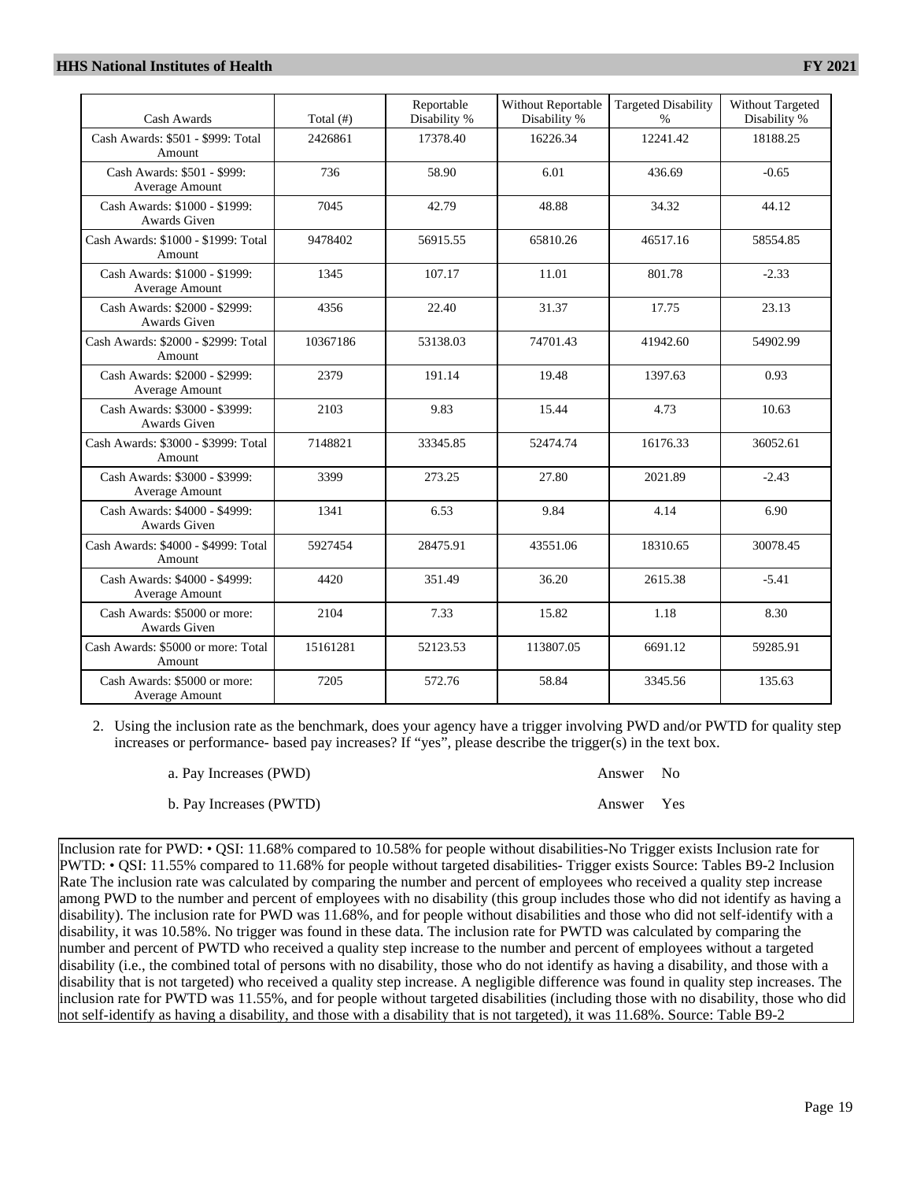| Cash Awards | Total (#) | Reportable Disability % | Without Reportable Disability % | Targeted Disability % | Without Targeted Disability % |
|---|---|---|---|---|---|
| Cash Awards: $501 - $999: Total Amount | 2426861 | 17378.40 | 16226.34 | 12241.42 | 18188.25 |
| Cash Awards: $501 - $999: Average Amount | 736 | 58.90 | 6.01 | 436.69 | -0.65 |
| Cash Awards: $1000 - $1999: Awards Given | 7045 | 42.79 | 48.88 | 34.32 | 44.12 |
| Cash Awards: $1000 - $1999: Total Amount | 9478402 | 56915.55 | 65810.26 | 46517.16 | 58554.85 |
| Cash Awards: $1000 - $1999: Average Amount | 1345 | 107.17 | 11.01 | 801.78 | -2.33 |
| Cash Awards: $2000 - $2999: Awards Given | 4356 | 22.40 | 31.37 | 17.75 | 23.13 |
| Cash Awards: $2000 - $2999: Total Amount | 10367186 | 53138.03 | 74701.43 | 41942.60 | 54902.99 |
| Cash Awards: $2000 - $2999: Average Amount | 2379 | 191.14 | 19.48 | 1397.63 | 0.93 |
| Cash Awards: $3000 - $3999: Awards Given | 2103 | 9.83 | 15.44 | 4.73 | 10.63 |
| Cash Awards: $3000 - $3999: Total Amount | 7148821 | 33345.85 | 52474.74 | 16176.33 | 36052.61 |
| Cash Awards: $3000 - $3999: Average Amount | 3399 | 273.25 | 27.80 | 2021.89 | -2.43 |
| Cash Awards: $4000 - $4999: Awards Given | 1341 | 6.53 | 9.84 | 4.14 | 6.90 |
| Cash Awards: $4000 - $4999: Total Amount | 5927454 | 28475.91 | 43551.06 | 18310.65 | 30078.45 |
| Cash Awards: $4000 - $4999: Average Amount | 4420 | 351.49 | 36.20 | 2615.38 | -5.41 |
| Cash Awards: $5000 or more: Awards Given | 2104 | 7.33 | 15.82 | 1.18 | 8.30 |
| Cash Awards: $5000 or more: Total Amount | 15161281 | 52123.53 | 113807.05 | 6691.12 | 59285.91 |
| Cash Awards: $5000 or more: Average Amount | 7205 | 572.76 | 58.84 | 3345.56 | 135.63 |

2. Using the inclusion rate as the benchmark, does your agency have a trigger involving PWD and/or PWTD for quality step increases or performance- based pay increases? If "yes", please describe the trigger(s) in the text box.

   a. Pay Increases (PWD) Answer No

   b. Pay Increases (PWTD) Answer Yes

Inclusion rate for PWD: • QSI: 11.68% compared to 10.58% for people without disabilities-No Trigger exists Inclusion rate for PWTD: • QSI: 11.55% compared to 11.68% for people without targeted disabilities- Trigger exists Source: Tables B9-2 Inclusion Rate The inclusion rate was calculated by comparing the number and percent of employees who received a quality step increase among PWD to the number and percent of employees with no disability (this group includes those who did not identify as having a disability). The inclusion rate for PWD was 11.68%, and for people without disabilities and those who did not self-identify with a disability, it was 10.58%. No trigger was found in these data. The inclusion rate for PWTD was calculated by comparing the number and percent of PWTD who received a quality step increase to the number and percent of employees without a targeted disability (i.e., the combined total of persons with no disability, those who do not identify as having a disability, and those with a disability that is not targeted) who received a quality step increase. A negligible difference was found in quality step increases. The inclusion rate for PWTD was 11.55%, and for people without targeted disabilities (including those with no disability, those who did not self-identify as having a disability, and those with a disability that is not targeted), it was 11.68%. Source: Table B9-2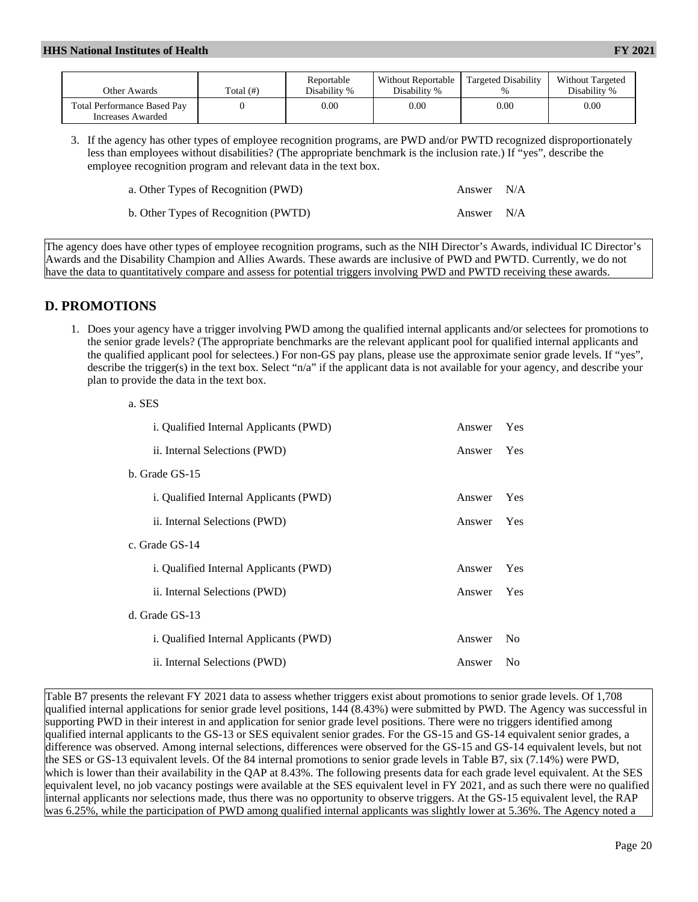| Other Awards | Total (#) | Reportable Disability % | Without Reportable Disability % | Targeted Disability % | Without Targeted Disability % |
|---|---|---|---|---|---|
| Total Performance Based Pay Increases Awarded | 0 | 0.00 | 0.00 | 0.00 | 0.00 |

3. If the agency has other types of employee recognition programs, are PWD and/or PWTD recognized disproportionately less than employees without disabilities? (The appropriate benchmark is the inclusion rate.) If "yes", describe the employee recognition program and relevant data in the text box.

   a. Other Types of Recognition (PWD) — Answer N/A

   b. Other Types of Recognition (PWTD) — Answer N/A

The agency does have other types of employee recognition programs, such as the NIH Director's Awards, individual IC Director's Awards and the Disability Champion and Allies Awards. These awards are inclusive of PWD and PWTD. Currently, we do not have the data to quantitatively compare and assess for potential triggers involving PWD and PWTD receiving these awards.

## D. PROMOTIONS

1. Does your agency have a trigger involving PWD among the qualified internal applicants and/or selectees for promotions to the senior grade levels? (The appropriate benchmarks are the relevant applicant pool for qualified internal applicants and the qualified applicant pool for selectees.) For non-GS pay plans, please use the approximate senior grade levels. If "yes", describe the trigger(s) in the text box. Select "n/a" if the applicant data is not available for your agency, and describe your plan to provide the data in the text box.

   a. SES

      i. Qualified Internal Applicants (PWD) — Answer Yes

      ii. Internal Selections (PWD) — Answer Yes

   b. Grade GS-15

      i. Qualified Internal Applicants (PWD) — Answer Yes

      ii. Internal Selections (PWD) — Answer Yes

   c. Grade GS-14

      i. Qualified Internal Applicants (PWD) — Answer Yes

      ii. Internal Selections (PWD) — Answer Yes

   d. Grade GS-13

      i. Qualified Internal Applicants (PWD) — Answer No

      ii. Internal Selections (PWD) — Answer No

Table B7 presents the relevant FY 2021 data to assess whether triggers exist about promotions to senior grade levels. Of 1,708 qualified internal applications for senior grade level positions, 144 (8.43%) were submitted by PWD. The Agency was successful in supporting PWD in their interest in and application for senior grade level positions. There were no triggers identified among qualified internal applicants to the GS-13 or SES equivalent senior grades. For the GS-15 and GS-14 equivalent senior grades, a difference was observed. Among internal selections, differences were observed for the GS-15 and GS-14 equivalent levels, but not the SES or GS-13 equivalent levels. Of the 84 internal promotions to senior grade levels in Table B7, six (7.14%) were PWD, which is lower than their availability in the QAP at 8.43%. The following presents data for each grade level equivalent. At the SES equivalent level, no job vacancy postings were available at the SES equivalent level in FY 2021, and as such there were no qualified internal applicants nor selections made, thus there was no opportunity to observe triggers. At the GS-15 equivalent level, the RAP was 6.25%, while the participation of PWD among qualified internal applicants was slightly lower at 5.36%. The Agency noted a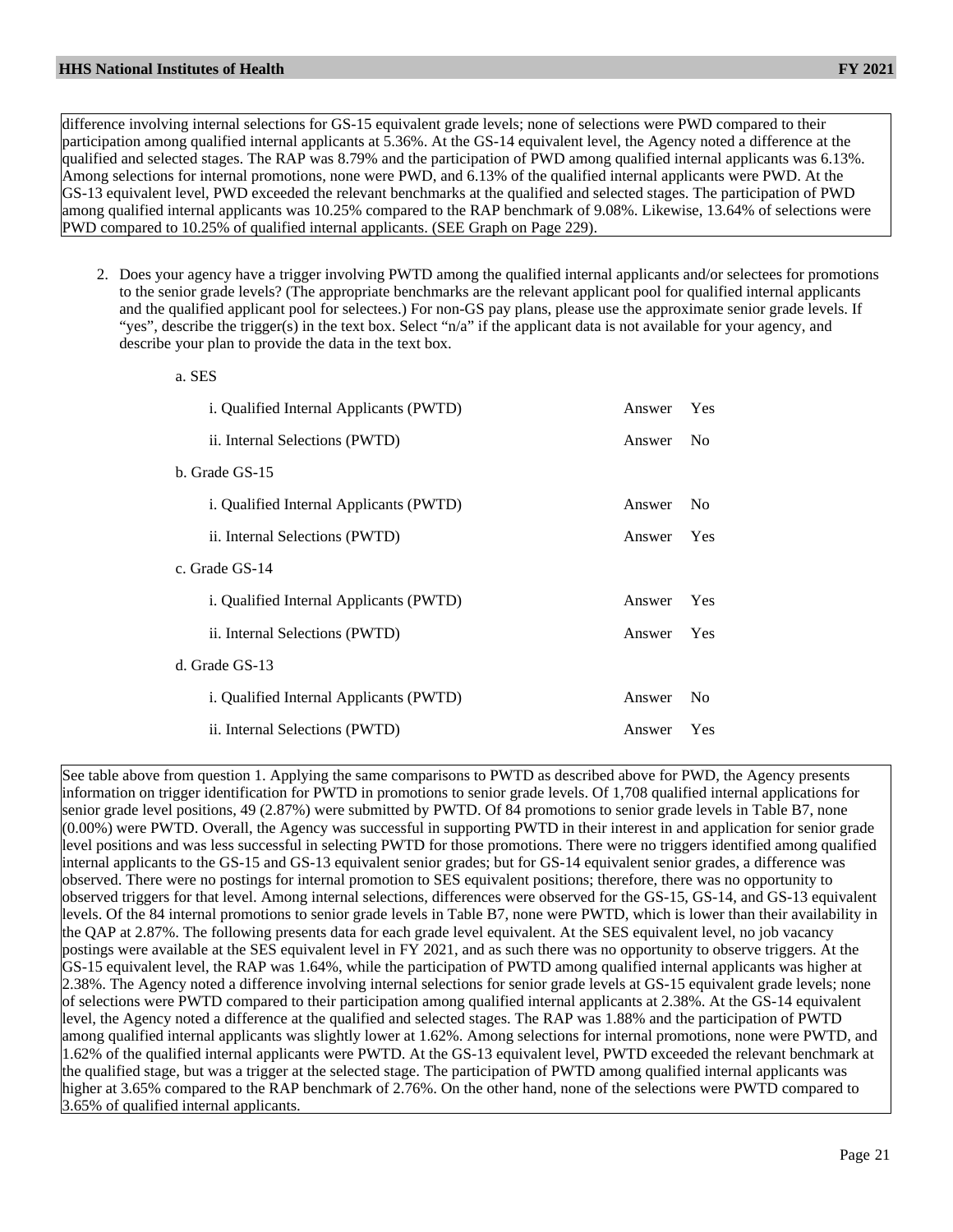difference involving internal selections for GS-15 equivalent grade levels; none of selections were PWD compared to their participation among qualified internal applicants at 5.36%. At the GS-14 equivalent level, the Agency noted a difference at the qualified and selected stages. The RAP was 8.79% and the participation of PWD among qualified internal applicants was 6.13%. Among selections for internal promotions, none were PWD, and 6.13% of the qualified internal applicants were PWD. At the GS-13 equivalent level, PWD exceeded the relevant benchmarks at the qualified and selected stages. The participation of PWD among qualified internal applicants was 10.25% compared to the RAP benchmark of 9.08%. Likewise, 13.64% of selections were PWD compared to 10.25% of qualified internal applicants. (SEE Graph on Page 229).

2. Does your agency have a trigger involving PWTD among the qualified internal applicants and/or selectees for promotions to the senior grade levels? (The appropriate benchmarks are the relevant applicant pool for qualified internal applicants and the qualified applicant pool for selectees.) For non-GS pay plans, please use the approximate senior grade levels. If "yes", describe the trigger(s) in the text box. Select "n/a" if the applicant data is not available for your agency, and describe your plan to provide the data in the text box.

   a. SES

      i. Qualified Internal Applicants (PWTD) Answer Yes

      ii. Internal Selections (PWTD) Answer No

   b. Grade GS-15

      i. Qualified Internal Applicants (PWTD) Answer No

      ii. Internal Selections (PWTD) Answer Yes

   c. Grade GS-14

      i. Qualified Internal Applicants (PWTD) Answer Yes

      ii. Internal Selections (PWTD) Answer Yes

   d. Grade GS-13

      i. Qualified Internal Applicants (PWTD) Answer No

      ii. Internal Selections (PWTD) Answer Yes

See table above from question 1. Applying the same comparisons to PWTD as described above for PWD, the Agency presents information on trigger identification for PWTD in promotions to senior grade levels. Of 1,708 qualified internal applications for senior grade level positions, 49 (2.87%) were submitted by PWTD. Of 84 promotions to senior grade levels in Table B7, none (0.00%) were PWTD. Overall, the Agency was successful in supporting PWTD in their interest in and application for senior grade level positions and was less successful in selecting PWTD for those promotions. There were no triggers identified among qualified internal applicants to the GS-15 and GS-13 equivalent senior grades; but for GS-14 equivalent senior grades, a difference was observed. There were no postings for internal promotion to SES equivalent positions; therefore, there was no opportunity to observed triggers for that level. Among internal selections, differences were observed for the GS-15, GS-14, and GS-13 equivalent levels. Of the 84 internal promotions to senior grade levels in Table B7, none were PWTD, which is lower than their availability in the QAP at 2.87%. The following presents data for each grade level equivalent. At the SES equivalent level, no job vacancy postings were available at the SES equivalent level in FY 2021, and as such there was no opportunity to observe triggers. At the GS-15 equivalent level, the RAP was 1.64%, while the participation of PWTD among qualified internal applicants was higher at 2.38%. The Agency noted a difference involving internal selections for senior grade levels at GS-15 equivalent grade levels; none of selections were PWTD compared to their participation among qualified internal applicants at 2.38%. At the GS-14 equivalent level, the Agency noted a difference at the qualified and selected stages. The RAP was 1.88% and the participation of PWTD among qualified internal applicants was slightly lower at 1.62%. Among selections for internal promotions, none were PWTD, and 1.62% of the qualified internal applicants were PWTD. At the GS-13 equivalent level, PWTD exceeded the relevant benchmark at the qualified stage, but was a trigger at the selected stage. The participation of PWTD among qualified internal applicants was higher at 3.65% compared to the RAP benchmark of 2.76%. On the other hand, none of the selections were PWTD compared to 3.65% of qualified internal applicants.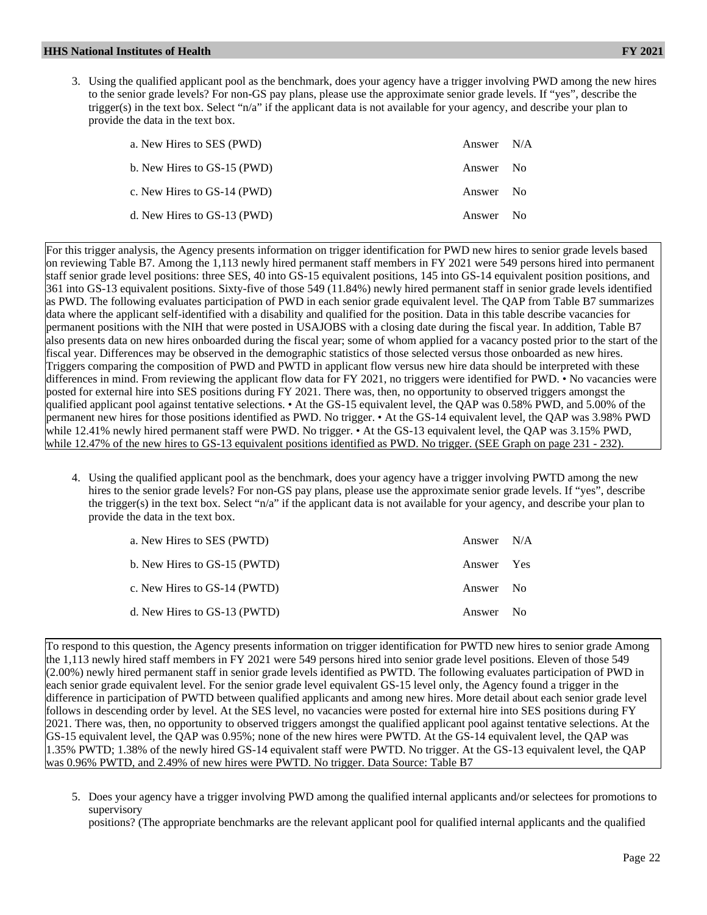3. Using the qualified applicant pool as the benchmark, does your agency have a trigger involving PWD among the new hires to the senior grade levels? For non-GS pay plans, please use the approximate senior grade levels. If "yes", describe the trigger(s) in the text box. Select "n/a" if the applicant data is not available for your agency, and describe your plan to provide the data in the text box.

| | |
|---|---|
| a. New Hires to SES (PWD) | Answer N/A |
| b. New Hires to GS-15 (PWD) | Answer No |
| c. New Hires to GS-14 (PWD) | Answer No |
| d. New Hires to GS-13 (PWD) | Answer No |

For this trigger analysis, the Agency presents information on trigger identification for PWD new hires to senior grade levels based on reviewing Table B7. Among the 1,113 newly hired permanent staff members in FY 2021 were 549 persons hired into permanent staff senior grade level positions: three SES, 40 into GS-15 equivalent positions, 145 into GS-14 equivalent position positions, and 361 into GS-13 equivalent positions. Sixty-five of those 549 (11.84%) newly hired permanent staff in senior grade levels identified as PWD. The following evaluates participation of PWD in each senior grade equivalent level. The QAP from Table B7 summarizes data where the applicant self-identified with a disability and qualified for the position. Data in this table describe vacancies for permanent positions with the NIH that were posted in USAJOBS with a closing date during the fiscal year. In addition, Table B7 also presents data on new hires onboarded during the fiscal year; some of whom applied for a vacancy posted prior to the start of the fiscal year. Differences may be observed in the demographic statistics of those selected versus those onboarded as new hires. Triggers comparing the composition of PWD and PWTD in applicant flow versus new hire data should be interpreted with these differences in mind. From reviewing the applicant flow data for FY 2021, no triggers were identified for PWD. • No vacancies were posted for external hire into SES positions during FY 2021. There was, then, no opportunity to observed triggers amongst the qualified applicant pool against tentative selections. • At the GS-15 equivalent level, the QAP was 0.58% PWD, and 5.00% of the permanent new hires for those positions identified as PWD. No trigger. • At the GS-14 equivalent level, the QAP was 3.98% PWD while 12.41% newly hired permanent staff were PWD. No trigger. • At the GS-13 equivalent level, the QAP was 3.15% PWD, while 12.47% of the new hires to GS-13 equivalent positions identified as PWD. No trigger. (SEE Graph on page 231 - 232).

4. Using the qualified applicant pool as the benchmark, does your agency have a trigger involving PWTD among the new hires to the senior grade levels? For non-GS pay plans, please use the approximate senior grade levels. If "yes", describe the trigger(s) in the text box. Select "n/a" if the applicant data is not available for your agency, and describe your plan to provide the data in the text box.

| | |
|---|---|
| a. New Hires to SES (PWTD) | Answer N/A |
| b. New Hires to GS-15 (PWTD) | Answer Yes |
| c. New Hires to GS-14 (PWTD) | Answer No |
| d. New Hires to GS-13 (PWTD) | Answer No |

To respond to this question, the Agency presents information on trigger identification for PWTD new hires to senior grade Among the 1,113 newly hired staff members in FY 2021 were 549 persons hired into senior grade level positions. Eleven of those 549 (2.00%) newly hired permanent staff in senior grade levels identified as PWTD. The following evaluates participation of PWD in each senior grade equivalent level. For the senior grade level equivalent GS-15 level only, the Agency found a trigger in the difference in participation of PWTD between qualified applicants and among new hires. More detail about each senior grade level follows in descending order by level. At the SES level, no vacancies were posted for external hire into SES positions during FY 2021. There was, then, no opportunity to observed triggers amongst the qualified applicant pool against tentative selections. At the GS-15 equivalent level, the QAP was 0.95%; none of the new hires were PWTD. At the GS-14 equivalent level, the QAP was 1.35% PWTD; 1.38% of the newly hired GS-14 equivalent staff were PWTD. No trigger. At the GS-13 equivalent level, the QAP was 0.96% PWTD, and 2.49% of new hires were PWTD. No trigger. Data Source: Table B7

5. Does your agency have a trigger involving PWD among the qualified internal applicants and/or selectees for promotions to supervisory
positions? (The appropriate benchmarks are the relevant applicant pool for qualified internal applicants and the qualified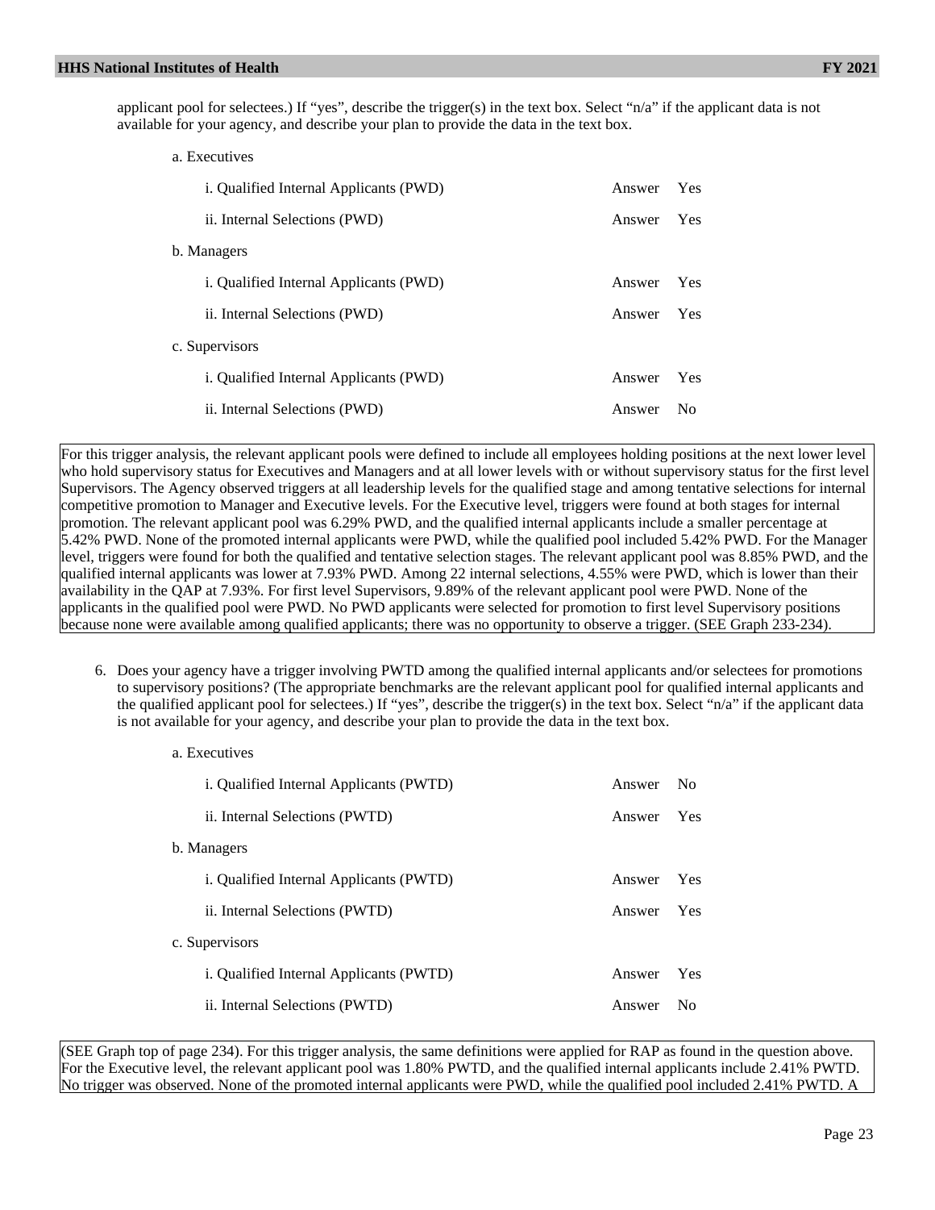applicant pool for selectees.) If "yes", describe the trigger(s) in the text box. Select "n/a" if the applicant data is not available for your agency, and describe your plan to provide the data in the text box.

a. Executives

i. Qualified Internal Applicants (PWD) — Answer: Yes

ii. Internal Selections (PWD) — Answer: Yes

b. Managers

i. Qualified Internal Applicants (PWD) — Answer: Yes

ii. Internal Selections (PWD) — Answer: Yes

c. Supervisors

i. Qualified Internal Applicants (PWD) — Answer: Yes

ii. Internal Selections (PWD) — Answer: No

For this trigger analysis, the relevant applicant pools were defined to include all employees holding positions at the next lower level who hold supervisory status for Executives and Managers and at all lower levels with or without supervisory status for the first level Supervisors. The Agency observed triggers at all leadership levels for the qualified stage and among tentative selections for internal competitive promotion to Manager and Executive levels. For the Executive level, triggers were found at both stages for internal promotion. The relevant applicant pool was 6.29% PWD, and the qualified internal applicants include a smaller percentage at 5.42% PWD. None of the promoted internal applicants were PWD, while the qualified pool included 5.42% PWD. For the Manager level, triggers were found for both the qualified and tentative selection stages. The relevant applicant pool was 8.85% PWD, and the qualified internal applicants was lower at 7.93% PWD. Among 22 internal selections, 4.55% were PWD, which is lower than their availability in the QAP at 7.93%. For first level Supervisors, 9.89% of the relevant applicant pool were PWD. None of the applicants in the qualified pool were PWD. No PWD applicants were selected for promotion to first level Supervisory positions because none were available among qualified applicants; there was no opportunity to observe a trigger. (SEE Graph 233-234).

6. Does your agency have a trigger involving PWTD among the qualified internal applicants and/or selectees for promotions to supervisory positions? (The appropriate benchmarks are the relevant applicant pool for qualified internal applicants and the qualified applicant pool for selectees.) If "yes", describe the trigger(s) in the text box. Select "n/a" if the applicant data is not available for your agency, and describe your plan to provide the data in the text box.

a. Executives

i. Qualified Internal Applicants (PWTD) — Answer: No

ii. Internal Selections (PWTD) — Answer: Yes

b. Managers

i. Qualified Internal Applicants (PWTD) — Answer: Yes

ii. Internal Selections (PWTD) — Answer: Yes

c. Supervisors

i. Qualified Internal Applicants (PWTD) — Answer: Yes

ii. Internal Selections (PWTD) — Answer: No

(SEE Graph top of page 234). For this trigger analysis, the same definitions were applied for RAP as found in the question above. For the Executive level, the relevant applicant pool was 1.80% PWTD, and the qualified internal applicants include 2.41% PWTD. No trigger was observed. None of the promoted internal applicants were PWD, while the qualified pool included 2.41% PWTD. A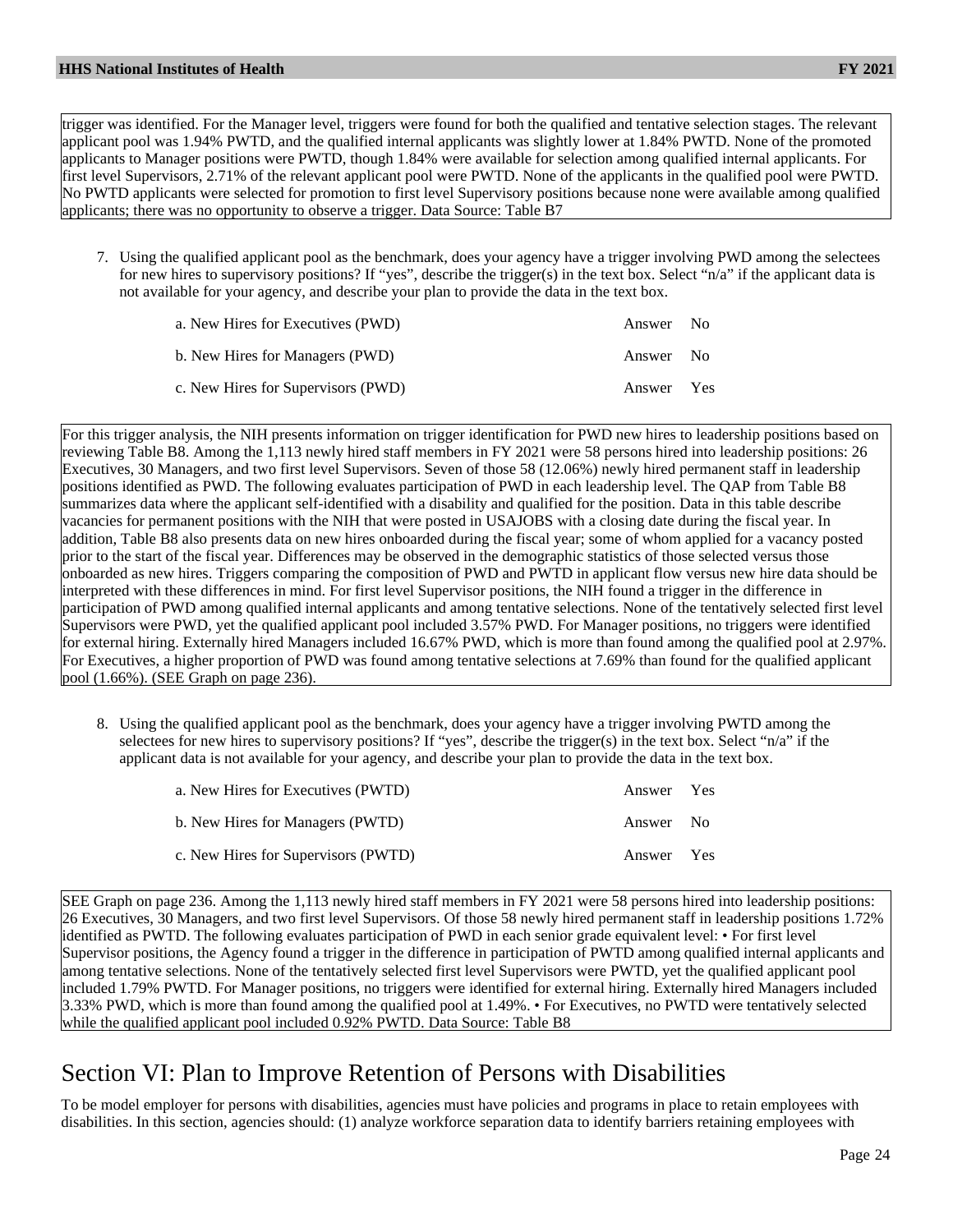trigger was identified. For the Manager level, triggers were found for both the qualified and tentative selection stages. The relevant applicant pool was 1.94% PWTD, and the qualified internal applicants was slightly lower at 1.84% PWTD. None of the promoted applicants to Manager positions were PWTD, though 1.84% were available for selection among qualified internal applicants. For first level Supervisors, 2.71% of the relevant applicant pool were PWTD. None of the applicants in the qualified pool were PWTD. No PWTD applicants were selected for promotion to first level Supervisory positions because none were available among qualified applicants; there was no opportunity to observe a trigger. Data Source: Table B7

7. Using the qualified applicant pool as the benchmark, does your agency have a trigger involving PWD among the selectees for new hires to supervisory positions? If "yes", describe the trigger(s) in the text box. Select "n/a" if the applicant data is not available for your agency, and describe your plan to provide the data in the text box.

| | |
|---|---|
| a. New Hires for Executives (PWD) | Answer No |
| b. New Hires for Managers (PWD) | Answer No |
| c. New Hires for Supervisors (PWD) | Answer Yes |

For this trigger analysis, the NIH presents information on trigger identification for PWD new hires to leadership positions based on reviewing Table B8. Among the 1,113 newly hired staff members in FY 2021 were 58 persons hired into leadership positions: 26 Executives, 30 Managers, and two first level Supervisors. Seven of those 58 (12.06%) newly hired permanent staff in leadership positions identified as PWD. The following evaluates participation of PWD in each leadership level. The QAP from Table B8 summarizes data where the applicant self-identified with a disability and qualified for the position. Data in this table describe vacancies for permanent positions with the NIH that were posted in USAJOBS with a closing date during the fiscal year. In addition, Table B8 also presents data on new hires onboarded during the fiscal year; some of whom applied for a vacancy posted prior to the start of the fiscal year. Differences may be observed in the demographic statistics of those selected versus those onboarded as new hires. Triggers comparing the composition of PWD and PWTD in applicant flow versus new hire data should be interpreted with these differences in mind. For first level Supervisor positions, the NIH found a trigger in the difference in participation of PWD among qualified internal applicants and among tentative selections. None of the tentatively selected first level Supervisors were PWD, yet the qualified applicant pool included 3.57% PWD. For Manager positions, no triggers were identified for external hiring. Externally hired Managers included 16.67% PWD, which is more than found among the qualified pool at 2.97%. For Executives, a higher proportion of PWD was found among tentative selections at 7.69% than found for the qualified applicant pool (1.66%). (SEE Graph on page 236).

8. Using the qualified applicant pool as the benchmark, does your agency have a trigger involving PWTD among the selectees for new hires to supervisory positions? If "yes", describe the trigger(s) in the text box. Select "n/a" if the applicant data is not available for your agency, and describe your plan to provide the data in the text box.

| | |
|---|---|
| a. New Hires for Executives (PWTD) | Answer Yes |
| b. New Hires for Managers (PWTD) | Answer No |
| c. New Hires for Supervisors (PWTD) | Answer Yes |

SEE Graph on page 236. Among the 1,113 newly hired staff members in FY 2021 were 58 persons hired into leadership positions: 26 Executives, 30 Managers, and two first level Supervisors. Of those 58 newly hired permanent staff in leadership positions 1.72% identified as PWTD. The following evaluates participation of PWD in each senior grade equivalent level: • For first level Supervisor positions, the Agency found a trigger in the difference in participation of PWTD among qualified internal applicants and among tentative selections. None of the tentatively selected first level Supervisors were PWTD, yet the qualified applicant pool included 1.79% PWTD. For Manager positions, no triggers were identified for external hiring. Externally hired Managers included 3.33% PWD, which is more than found among the qualified pool at 1.49%. • For Executives, no PWTD were tentatively selected while the qualified applicant pool included 0.92% PWTD. Data Source: Table B8

# Section VI: Plan to Improve Retention of Persons with Disabilities

To be model employer for persons with disabilities, agencies must have policies and programs in place to retain employees with disabilities. In this section, agencies should: (1) analyze workforce separation data to identify barriers retaining employees with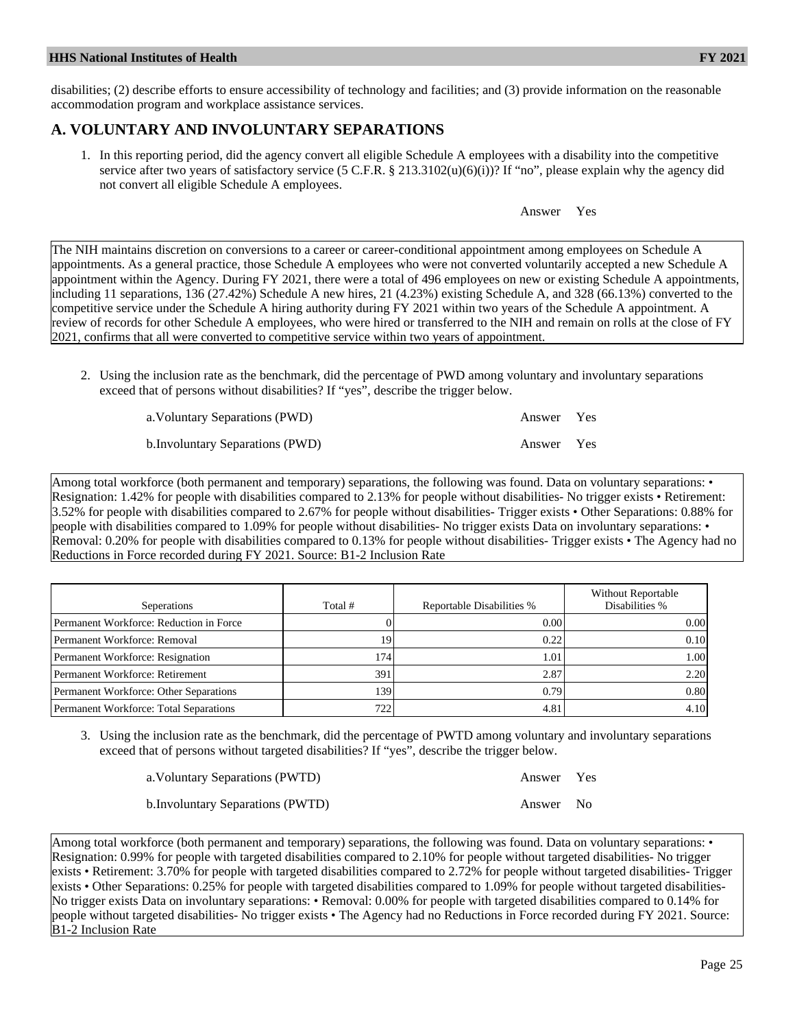disabilities; (2) describe efforts to ensure accessibility of technology and facilities; and (3) provide information on the reasonable accommodation program and workplace assistance services.

## A. VOLUNTARY AND INVOLUNTARY SEPARATIONS

1. In this reporting period, did the agency convert all eligible Schedule A employees with a disability into the competitive service after two years of satisfactory service (5 C.F.R. § 213.3102(u)(6)(i))? If "no", please explain why the agency did not convert all eligible Schedule A employees.

Answer Yes

The NIH maintains discretion on conversions to a career or career-conditional appointment among employees on Schedule A appointments. As a general practice, those Schedule A employees who were not converted voluntarily accepted a new Schedule A appointment within the Agency. During FY 2021, there were a total of 496 employees on new or existing Schedule A appointments, including 11 separations, 136 (27.42%) Schedule A new hires, 21 (4.23%) existing Schedule A, and 328 (66.13%) converted to the competitive service under the Schedule A hiring authority during FY 2021 within two years of the Schedule A appointment. A review of records for other Schedule A employees, who were hired or transferred to the NIH and remain on rolls at the close of FY 2021, confirms that all were converted to competitive service within two years of appointment.

2. Using the inclusion rate as the benchmark, did the percentage of PWD among voluntary and involuntary separations exceed that of persons without disabilities? If "yes", describe the trigger below.

a. Voluntary Separations (PWD) Answer Yes

b. Involuntary Separations (PWD) Answer Yes

Among total workforce (both permanent and temporary) separations, the following was found. Data on voluntary separations: • Resignation: 1.42% for people with disabilities compared to 2.13% for people without disabilities- No trigger exists • Retirement: 3.52% for people with disabilities compared to 2.67% for people without disabilities- Trigger exists • Other Separations: 0.88% for people with disabilities compared to 1.09% for people without disabilities- No trigger exists Data on involuntary separations: • Removal: 0.20% for people with disabilities compared to 0.13% for people without disabilities- Trigger exists • The Agency had no Reductions in Force recorded during FY 2021. Source: B1-2 Inclusion Rate

| Seperations | Total # | Reportable Disabilities % | Without Reportable Disabilities % |
|---|---|---|---|
| Permanent Workforce: Reduction in Force | 0 | 0.00 | 0.00 |
| Permanent Workforce: Removal | 19 | 0.22 | 0.10 |
| Permanent Workforce: Resignation | 174 | 1.01 | 1.00 |
| Permanent Workforce: Retirement | 391 | 2.87 | 2.20 |
| Permanent Workforce: Other Separations | 139 | 0.79 | 0.80 |
| Permanent Workforce: Total Separations | 722 | 4.81 | 4.10 |

3. Using the inclusion rate as the benchmark, did the percentage of PWTD among voluntary and involuntary separations exceed that of persons without targeted disabilities? If "yes", describe the trigger below.

a. Voluntary Separations (PWTD) Answer Yes

b. Involuntary Separations (PWTD) Answer No

Among total workforce (both permanent and temporary) separations, the following was found. Data on voluntary separations: • Resignation: 0.99% for people with targeted disabilities compared to 2.10% for people without targeted disabilities- No trigger exists • Retirement: 3.70% for people with targeted disabilities compared to 2.72% for people without targeted disabilities- Trigger exists • Other Separations: 0.25% for people with targeted disabilities compared to 1.09% for people without targeted disabilities- No trigger exists Data on involuntary separations: • Removal: 0.00% for people with targeted disabilities compared to 0.14% for people without targeted disabilities- No trigger exists • The Agency had no Reductions in Force recorded during FY 2021. Source: B1-2 Inclusion Rate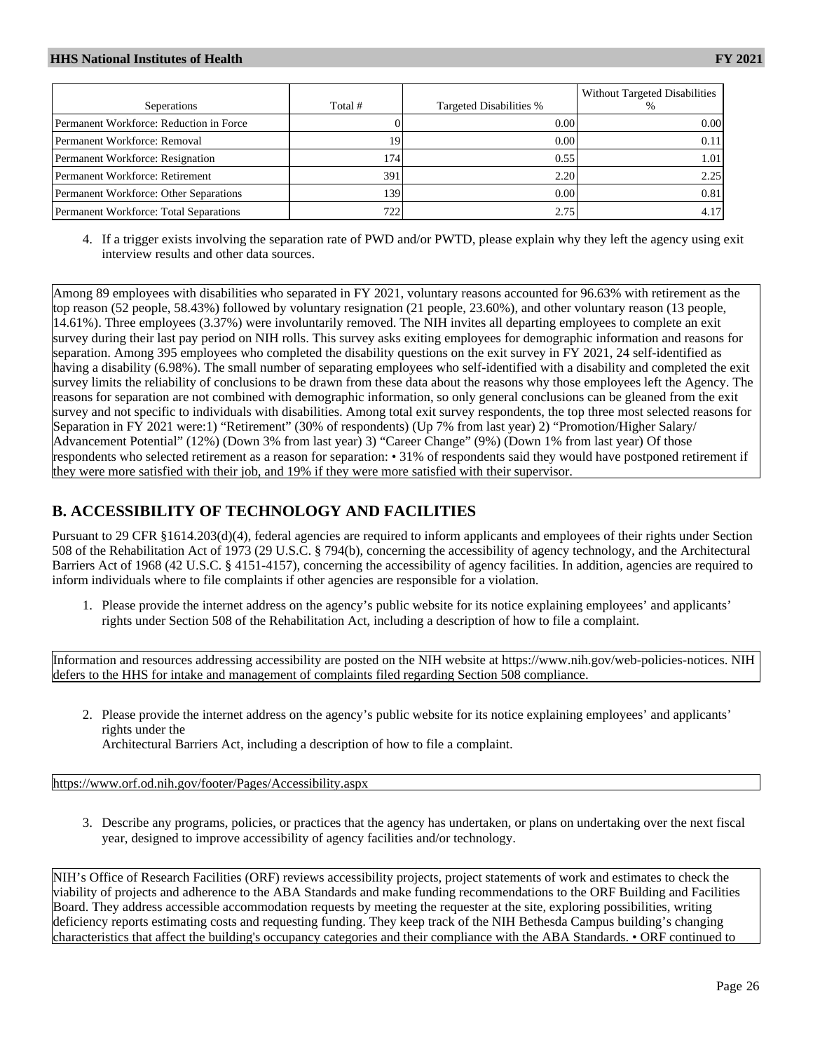| Seperations | Total # | Targeted Disabilities % | Without Targeted Disabilities % |
|---|---|---|---|
| Permanent Workforce: Reduction in Force | 0 | 0.00 | 0.00 |
| Permanent Workforce: Removal | 19 | 0.00 | 0.11 |
| Permanent Workforce: Resignation | 174 | 0.55 | 1.01 |
| Permanent Workforce: Retirement | 391 | 2.20 | 2.25 |
| Permanent Workforce: Other Separations | 139 | 0.00 | 0.81 |
| Permanent Workforce: Total Separations | 722 | 2.75 | 4.17 |

4. If a trigger exists involving the separation rate of PWD and/or PWTD, please explain why they left the agency using exit interview results and other data sources.

Among 89 employees with disabilities who separated in FY 2021, voluntary reasons accounted for 96.63% with retirement as the top reason (52 people, 58.43%) followed by voluntary resignation (21 people, 23.60%), and other voluntary reason (13 people, 14.61%). Three employees (3.37%) were involuntarily removed. The NIH invites all departing employees to complete an exit survey during their last pay period on NIH rolls. This survey asks exiting employees for demographic information and reasons for separation. Among 395 employees who completed the disability questions on the exit survey in FY 2021, 24 self-identified as having a disability (6.98%). The small number of separating employees who self-identified with a disability and completed the exit survey limits the reliability of conclusions to be drawn from these data about the reasons why those employees left the Agency. The reasons for separation are not combined with demographic information, so only general conclusions can be gleaned from the exit survey and not specific to individuals with disabilities. Among total exit survey respondents, the top three most selected reasons for Separation in FY 2021 were:1) "Retirement" (30% of respondents) (Up 7% from last year) 2) "Promotion/Higher Salary/ Advancement Potential" (12%) (Down 3% from last year) 3) "Career Change" (9%) (Down 1% from last year) Of those respondents who selected retirement as a reason for separation: • 31% of respondents said they would have postponed retirement if they were more satisfied with their job, and 19% if they were more satisfied with their supervisor.

## B. ACCESSIBILITY OF TECHNOLOGY AND FACILITIES

Pursuant to 29 CFR §1614.203(d)(4), federal agencies are required to inform applicants and employees of their rights under Section 508 of the Rehabilitation Act of 1973 (29 U.S.C. § 794(b), concerning the accessibility of agency technology, and the Architectural Barriers Act of 1968 (42 U.S.C. § 4151-4157), concerning the accessibility of agency facilities. In addition, agencies are required to inform individuals where to file complaints if other agencies are responsible for a violation.

1. Please provide the internet address on the agency's public website for its notice explaining employees' and applicants' rights under Section 508 of the Rehabilitation Act, including a description of how to file a complaint.

Information and resources addressing accessibility are posted on the NIH website at https://www.nih.gov/web-policies-notices. NIH defers to the HHS for intake and management of complaints filed regarding Section 508 compliance.

2. Please provide the internet address on the agency's public website for its notice explaining employees' and applicants' rights under the Architectural Barriers Act, including a description of how to file a complaint.

https://www.orf.od.nih.gov/footer/Pages/Accessibility.aspx

3. Describe any programs, policies, or practices that the agency has undertaken, or plans on undertaking over the next fiscal year, designed to improve accessibility of agency facilities and/or technology.

NIH's Office of Research Facilities (ORF) reviews accessibility projects, project statements of work and estimates to check the viability of projects and adherence to the ABA Standards and make funding recommendations to the ORF Building and Facilities Board. They address accessible accommodation requests by meeting the requester at the site, exploring possibilities, writing deficiency reports estimating costs and requesting funding. They keep track of the NIH Bethesda Campus building's changing characteristics that affect the building's occupancy categories and their compliance with the ABA Standards. • ORF continued to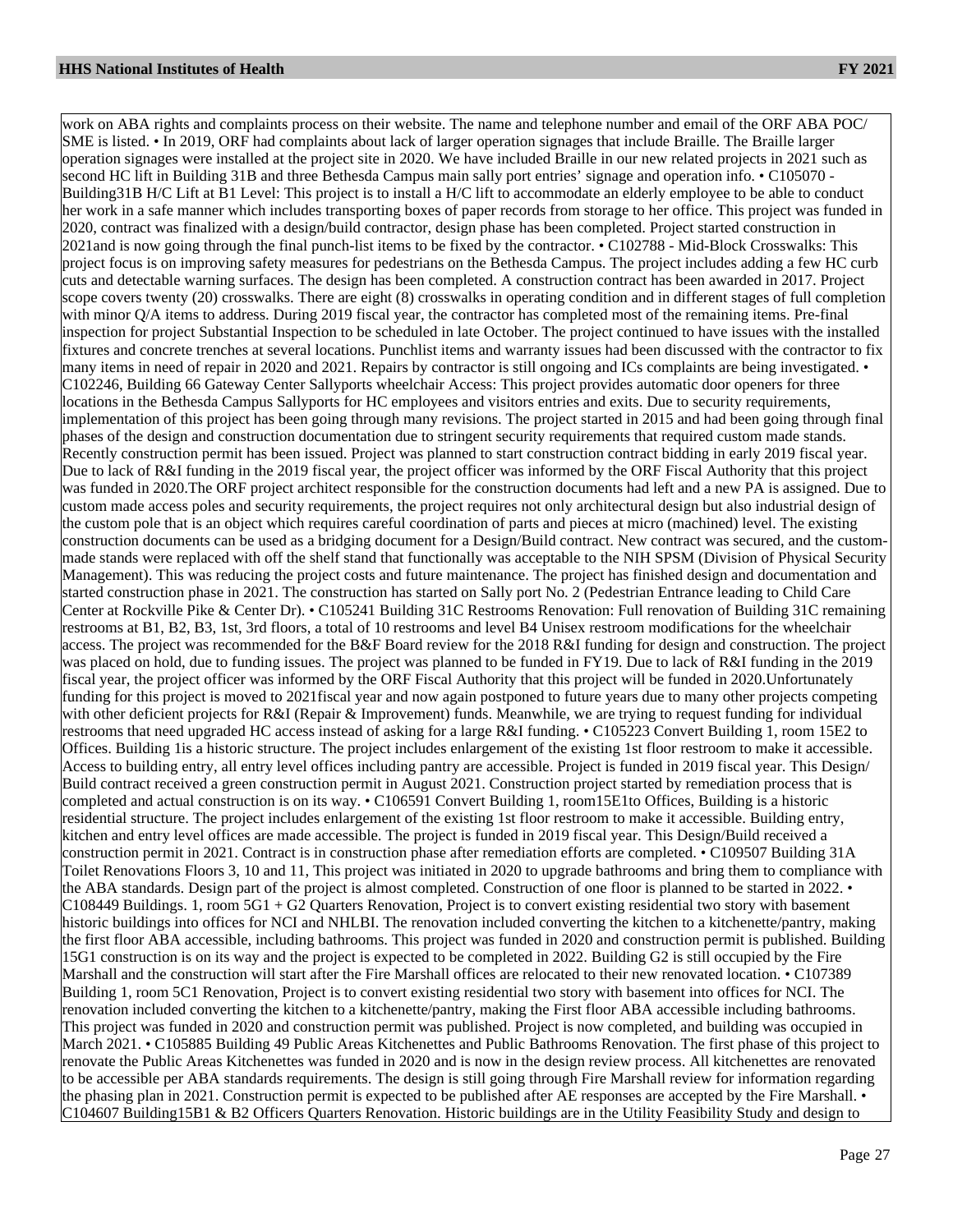work on ABA rights and complaints process on their website. The name and telephone number and email of the ORF ABA POC/ SME is listed. • In 2019, ORF had complaints about lack of larger operation signages that include Braille. The Braille larger operation signages were installed at the project site in 2020. We have included Braille in our new related projects in 2021 such as second HC lift in Building 31B and three Bethesda Campus main sally port entries' signage and operation info. • C105070 - Building31B H/C Lift at B1 Level: This project is to install a H/C lift to accommodate an elderly employee to be able to conduct her work in a safe manner which includes transporting boxes of paper records from storage to her office. This project was funded in 2020, contract was finalized with a design/build contractor, design phase has been completed. Project started construction in 2021and is now going through the final punch-list items to be fixed by the contractor. • C102788 - Mid-Block Crosswalks: This project focus is on improving safety measures for pedestrians on the Bethesda Campus. The project includes adding a few HC curb cuts and detectable warning surfaces. The design has been completed. A construction contract has been awarded in 2017. Project scope covers twenty (20) crosswalks. There are eight (8) crosswalks in operating condition and in different stages of full completion with minor Q/A items to address. During 2019 fiscal year, the contractor has completed most of the remaining items. Pre-final inspection for project Substantial Inspection to be scheduled in late October. The project continued to have issues with the installed fixtures and concrete trenches at several locations. Punchlist items and warranty issues had been discussed with the contractor to fix many items in need of repair in 2020 and 2021. Repairs by contractor is still ongoing and ICs complaints are being investigated. • C102246, Building 66 Gateway Center Sallyports wheelchair Access: This project provides automatic door openers for three locations in the Bethesda Campus Sallyports for HC employees and visitors entries and exits. Due to security requirements, implementation of this project has been going through many revisions. The project started in 2015 and had been going through final phases of the design and construction documentation due to stringent security requirements that required custom made stands. Recently construction permit has been issued. Project was planned to start construction contract bidding in early 2019 fiscal year. Due to lack of R&I funding in the 2019 fiscal year, the project officer was informed by the ORF Fiscal Authority that this project was funded in 2020.The ORF project architect responsible for the construction documents had left and a new PA is assigned. Due to custom made access poles and security requirements, the project requires not only architectural design but also industrial design of the custom pole that is an object which requires careful coordination of parts and pieces at micro (machined) level. The existing construction documents can be used as a bridging document for a Design/Build contract. New contract was secured, and the custom-made stands were replaced with off the shelf stand that functionally was acceptable to the NIH SPSM (Division of Physical Security Management). This was reducing the project costs and future maintenance. The project has finished design and documentation and started construction phase in 2021. The construction has started on Sally port No. 2 (Pedestrian Entrance leading to Child Care Center at Rockville Pike & Center Dr). • C105241 Building 31C Restrooms Renovation: Full renovation of Building 31C remaining restrooms at B1, B2, B3, 1st, 3rd floors, a total of 10 restrooms and level B4 Unisex restroom modifications for the wheelchair access. The project was recommended for the B&F Board review for the 2018 R&I funding for design and construction. The project was placed on hold, due to funding issues. The project was planned to be funded in FY19. Due to lack of R&I funding in the 2019 fiscal year, the project officer was informed by the ORF Fiscal Authority that this project will be funded in 2020.Unfortunately funding for this project is moved to 2021fiscal year and now again postponed to future years due to many other projects competing with other deficient projects for R&I (Repair & Improvement) funds. Meanwhile, we are trying to request funding for individual restrooms that need upgraded HC access instead of asking for a large R&I funding. • C105223 Convert Building 1, room 15E2 to Offices. Building 1is a historic structure. The project includes enlargement of the existing 1st floor restroom to make it accessible. Access to building entry, all entry level offices including pantry are accessible. Project is funded in 2019 fiscal year. This Design/ Build contract received a green construction permit in August 2021. Construction project started by remediation process that is completed and actual construction is on its way. • C106591 Convert Building 1, room15E1to Offices, Building is a historic residential structure. The project includes enlargement of the existing 1st floor restroom to make it accessible. Building entry, kitchen and entry level offices are made accessible. The project is funded in 2019 fiscal year. This Design/Build received a construction permit in 2021. Contract is in construction phase after remediation efforts are completed. • C109507 Building 31A Toilet Renovations Floors 3, 10 and 11, This project was initiated in 2020 to upgrade bathrooms and bring them to compliance with the ABA standards. Design part of the project is almost completed. Construction of one floor is planned to be started in 2022. • C108449 Buildings. 1, room 5G1 + G2 Quarters Renovation, Project is to convert existing residential two story with basement historic buildings into offices for NCI and NHLBI. The renovation included converting the kitchen to a kitchenette/pantry, making the first floor ABA accessible, including bathrooms. This project was funded in 2020 and construction permit is published. Building 15G1 construction is on its way and the project is expected to be completed in 2022. Building G2 is still occupied by the Fire Marshall and the construction will start after the Fire Marshall offices are relocated to their new renovated location. • C107389 Building 1, room 5C1 Renovation, Project is to convert existing residential two story with basement into offices for NCI. The renovation included converting the kitchen to a kitchenette/pantry, making the First floor ABA accessible including bathrooms. This project was funded in 2020 and construction permit was published. Project is now completed, and building was occupied in March 2021. • C105885 Building 49 Public Areas Kitchenettes and Public Bathrooms Renovation. The first phase of this project to renovate the Public Areas Kitchenettes was funded in 2020 and is now in the design review process. All kitchenettes are renovated to be accessible per ABA standards requirements. The design is still going through Fire Marshall review for information regarding the phasing plan in 2021. Construction permit is expected to be published after AE responses are accepted by the Fire Marshall. • C104607 Building15B1 & B2 Officers Quarters Renovation. Historic buildings are in the Utility Feasibility Study and design to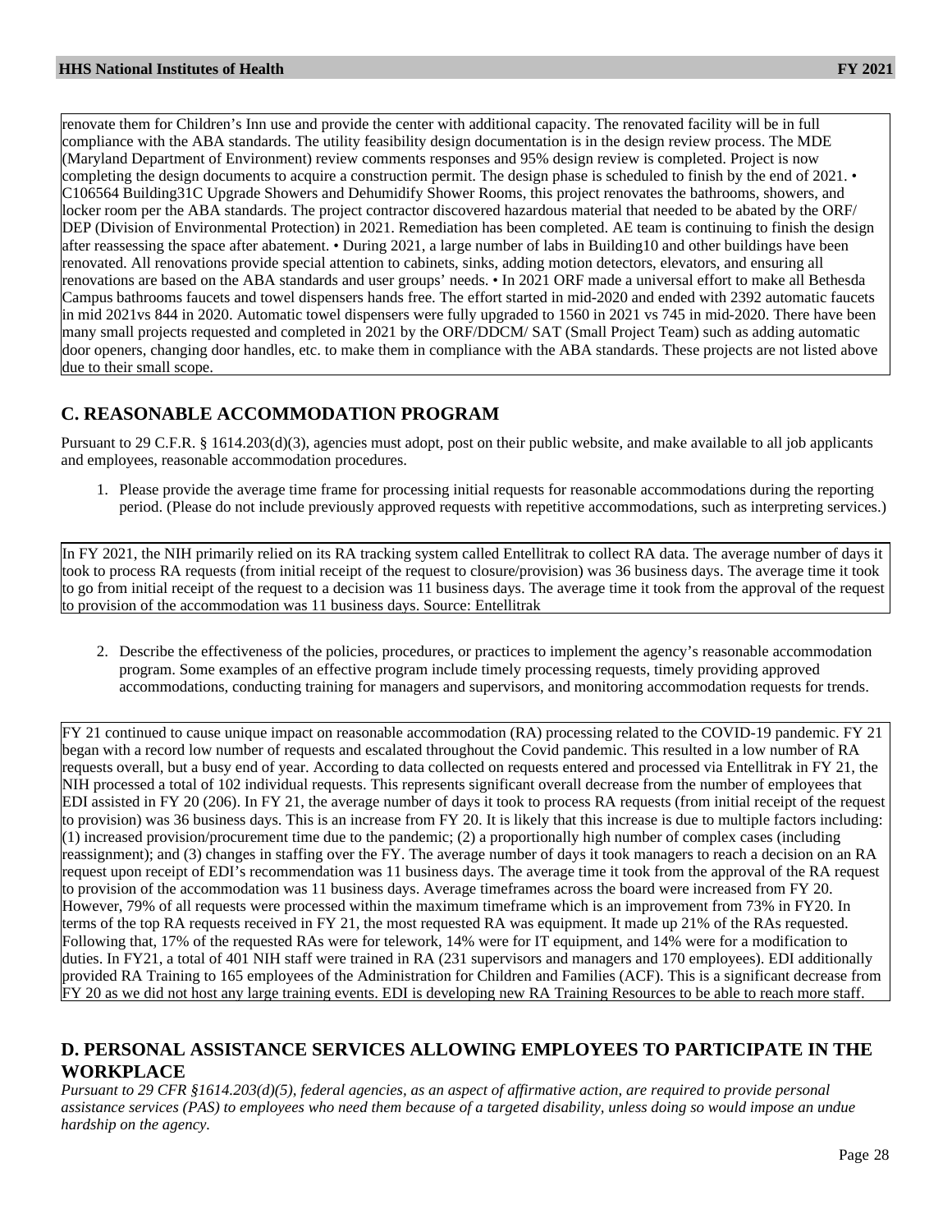renovate them for Children's Inn use and provide the center with additional capacity. The renovated facility will be in full compliance with the ABA standards. The utility feasibility design documentation is in the design review process. The MDE (Maryland Department of Environment) review comments responses and 95% design review is completed. Project is now completing the design documents to acquire a construction permit. The design phase is scheduled to finish by the end of 2021. • C106564 Building31C Upgrade Showers and Dehumidify Shower Rooms, this project renovates the bathrooms, showers, and locker room per the ABA standards. The project contractor discovered hazardous material that needed to be abated by the ORF/ DEP (Division of Environmental Protection) in 2021. Remediation has been completed. AE team is continuing to finish the design after reassessing the space after abatement. • During 2021, a large number of labs in Building10 and other buildings have been renovated. All renovations provide special attention to cabinets, sinks, adding motion detectors, elevators, and ensuring all renovations are based on the ABA standards and user groups' needs. • In 2021 ORF made a universal effort to make all Bethesda Campus bathrooms faucets and towel dispensers hands free. The effort started in mid-2020 and ended with 2392 automatic faucets in mid 2021vs 844 in 2020. Automatic towel dispensers were fully upgraded to 1560 in 2021 vs 745 in mid-2020. There have been many small projects requested and completed in 2021 by the ORF/DDCM/ SAT (Small Project Team) such as adding automatic door openers, changing door handles, etc. to make them in compliance with the ABA standards. These projects are not listed above due to their small scope.

## C. REASONABLE ACCOMMODATION PROGRAM

Pursuant to 29 C.F.R. § 1614.203(d)(3), agencies must adopt, post on their public website, and make available to all job applicants and employees, reasonable accommodation procedures.

1. Please provide the average time frame for processing initial requests for reasonable accommodations during the reporting period. (Please do not include previously approved requests with repetitive accommodations, such as interpreting services.)

In FY 2021, the NIH primarily relied on its RA tracking system called Entellitrak to collect RA data. The average number of days it took to process RA requests (from initial receipt of the request to closure/provision) was 36 business days. The average time it took to go from initial receipt of the request to a decision was 11 business days. The average time it took from the approval of the request to provision of the accommodation was 11 business days. Source: Entellitrak

2. Describe the effectiveness of the policies, procedures, or practices to implement the agency's reasonable accommodation program. Some examples of an effective program include timely processing requests, timely providing approved accommodations, conducting training for managers and supervisors, and monitoring accommodation requests for trends.

FY 21 continued to cause unique impact on reasonable accommodation (RA) processing related to the COVID-19 pandemic. FY 21 began with a record low number of requests and escalated throughout the Covid pandemic. This resulted in a low number of RA requests overall, but a busy end of year. According to data collected on requests entered and processed via Entellitrak in FY 21, the NIH processed a total of 102 individual requests. This represents significant overall decrease from the number of employees that EDI assisted in FY 20 (206). In FY 21, the average number of days it took to process RA requests (from initial receipt of the request to provision) was 36 business days. This is an increase from FY 20. It is likely that this increase is due to multiple factors including: (1) increased provision/procurement time due to the pandemic; (2) a proportionally high number of complex cases (including reassignment); and (3) changes in staffing over the FY. The average number of days it took managers to reach a decision on an RA request upon receipt of EDI's recommendation was 11 business days. The average time it took from the approval of the RA request to provision of the accommodation was 11 business days. Average timeframes across the board were increased from FY 20. However, 79% of all requests were processed within the maximum timeframe which is an improvement from 73% in FY20. In terms of the top RA requests received in FY 21, the most requested RA was equipment. It made up 21% of the RAs requested. Following that, 17% of the requested RAs were for telework, 14% were for IT equipment, and 14% were for a modification to duties. In FY21, a total of 401 NIH staff were trained in RA (231 supervisors and managers and 170 employees). EDI additionally provided RA Training to 165 employees of the Administration for Children and Families (ACF). This is a significant decrease from FY 20 as we did not host any large training events. EDI is developing new RA Training Resources to be able to reach more staff.

## D. PERSONAL ASSISTANCE SERVICES ALLOWING EMPLOYEES TO PARTICIPATE IN THE WORKPLACE

*Pursuant to 29 CFR §1614.203(d)(5), federal agencies, as an aspect of affirmative action, are required to provide personal assistance services (PAS) to employees who need them because of a targeted disability, unless doing so would impose an undue hardship on the agency.*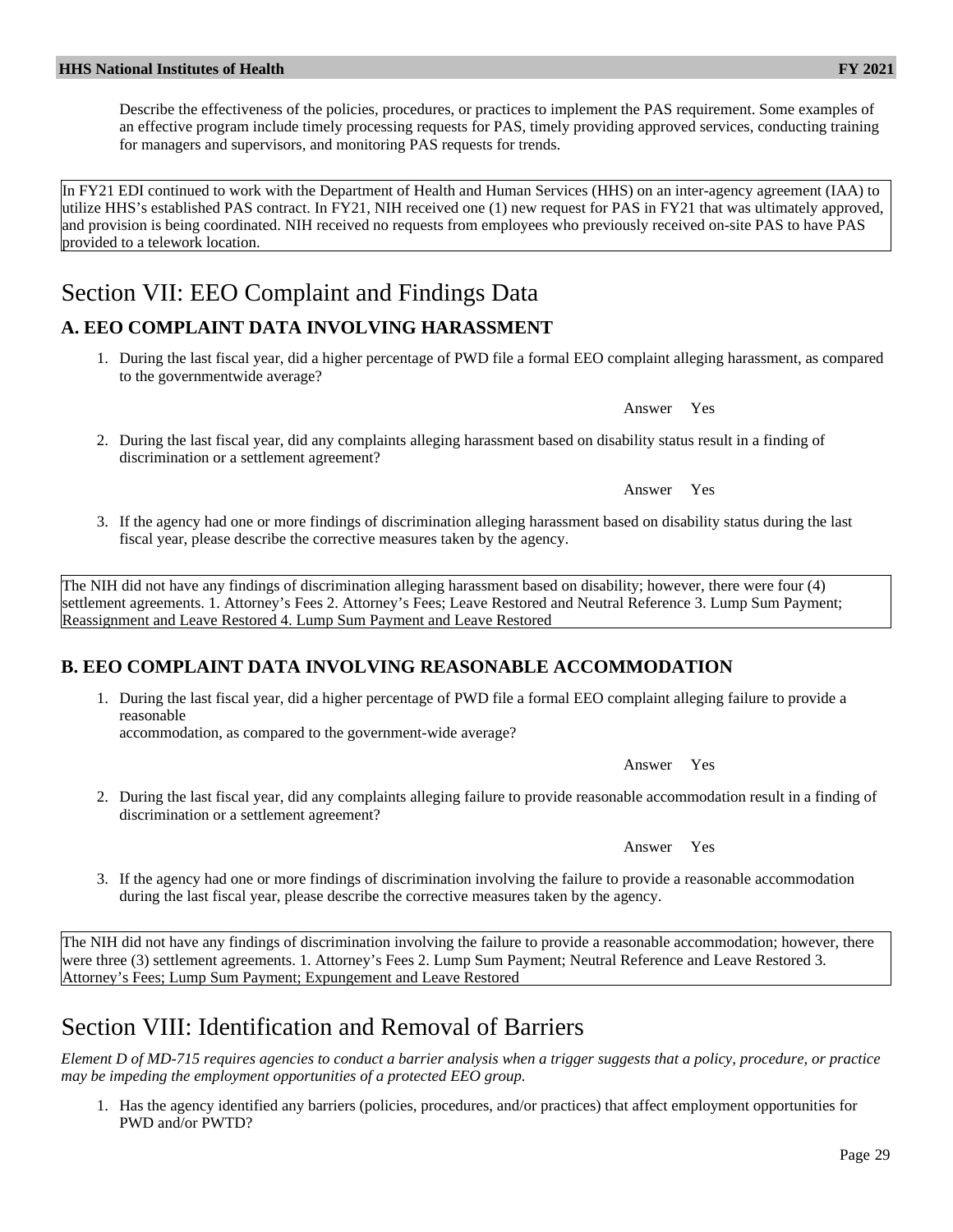Describe the effectiveness of the policies, procedures, or practices to implement the PAS requirement. Some examples of an effective program include timely processing requests for PAS, timely providing approved services, conducting training for managers and supervisors, and monitoring PAS requests for trends.

In FY21 EDI continued to work with the Department of Health and Human Services (HHS) on an inter-agency agreement (IAA) to utilize HHS's established PAS contract. In FY21, NIH received one (1) new request for PAS in FY21 that was ultimately approved, and provision is being coordinated. NIH received no requests from employees who previously received on-site PAS to have PAS provided to a telework location.

# Section VII: EEO Complaint and Findings Data

## A. EEO COMPLAINT DATA INVOLVING HARASSMENT

1. During the last fiscal year, did a higher percentage of PWD file a formal EEO complaint alleging harassment, as compared to the governmentwide average?

   Answer Yes

2. During the last fiscal year, did any complaints alleging harassment based on disability status result in a finding of discrimination or a settlement agreement?

   Answer Yes

3. If the agency had one or more findings of discrimination alleging harassment based on disability status during the last fiscal year, please describe the corrective measures taken by the agency.

The NIH did not have any findings of discrimination alleging harassment based on disability; however, there were four (4) settlement agreements. 1. Attorney's Fees 2. Attorney's Fees; Leave Restored and Neutral Reference 3. Lump Sum Payment; Reassignment and Leave Restored 4. Lump Sum Payment and Leave Restored

## B. EEO COMPLAINT DATA INVOLVING REASONABLE ACCOMMODATION

1. During the last fiscal year, did a higher percentage of PWD file a formal EEO complaint alleging failure to provide a reasonable accommodation, as compared to the government-wide average?

   Answer Yes

2. During the last fiscal year, did any complaints alleging failure to provide reasonable accommodation result in a finding of discrimination or a settlement agreement?

   Answer Yes

3. If the agency had one or more findings of discrimination involving the failure to provide a reasonable accommodation during the last fiscal year, please describe the corrective measures taken by the agency.

The NIH did not have any findings of discrimination involving the failure to provide a reasonable accommodation; however, there were three (3) settlement agreements. 1. Attorney's Fees 2. Lump Sum Payment; Neutral Reference and Leave Restored 3. Attorney's Fees; Lump Sum Payment; Expungement and Leave Restored

# Section VIII: Identification and Removal of Barriers

*Element D of MD-715 requires agencies to conduct a barrier analysis when a trigger suggests that a policy, procedure, or practice may be impeding the employment opportunities of a protected EEO group.*

1. Has the agency identified any barriers (policies, procedures, and/or practices) that affect employment opportunities for PWD and/or PWTD?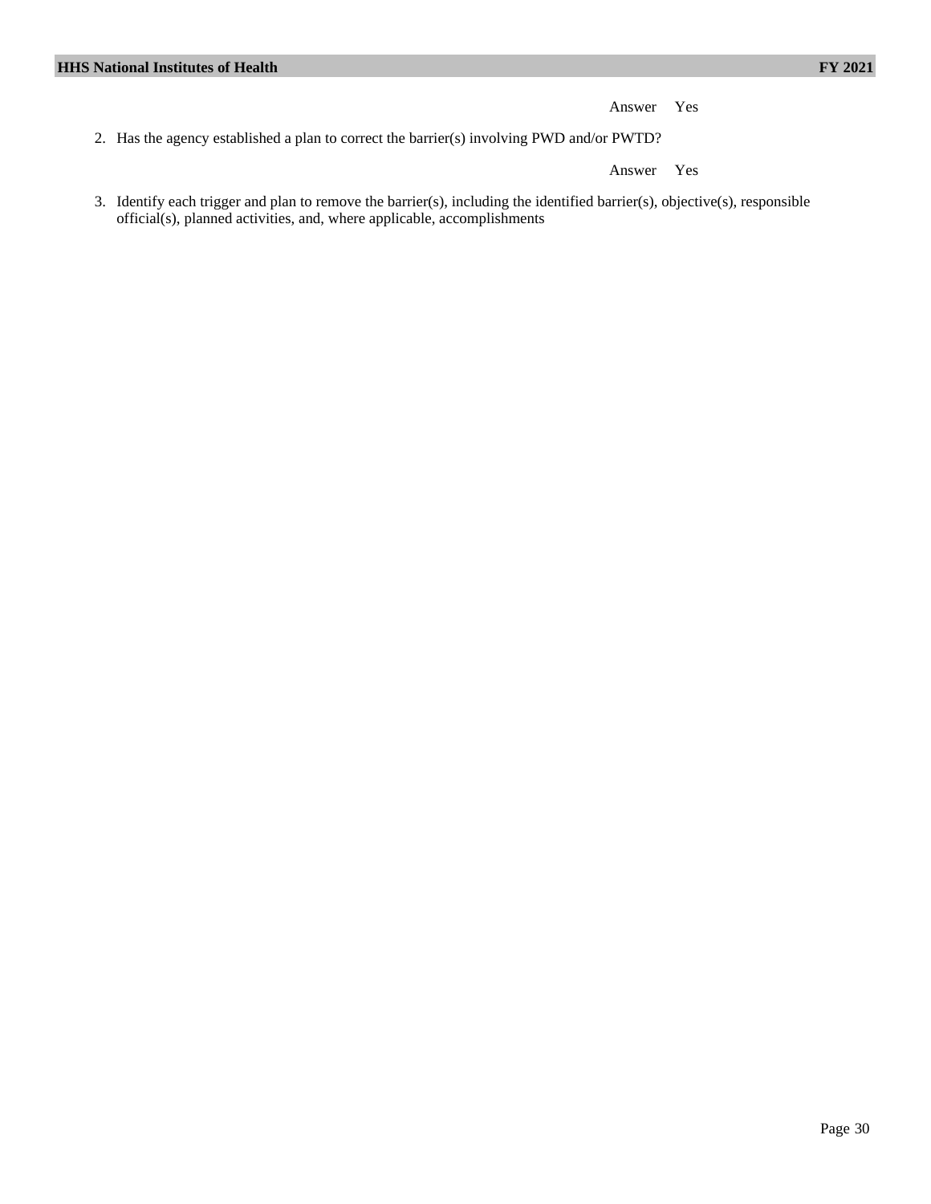Answer Yes

2. Has the agency established a plan to correct the barrier(s) involving PWD and/or PWTD?

Answer Yes

3. Identify each trigger and plan to remove the barrier(s), including the identified barrier(s), objective(s), responsible official(s), planned activities, and, where applicable, accomplishments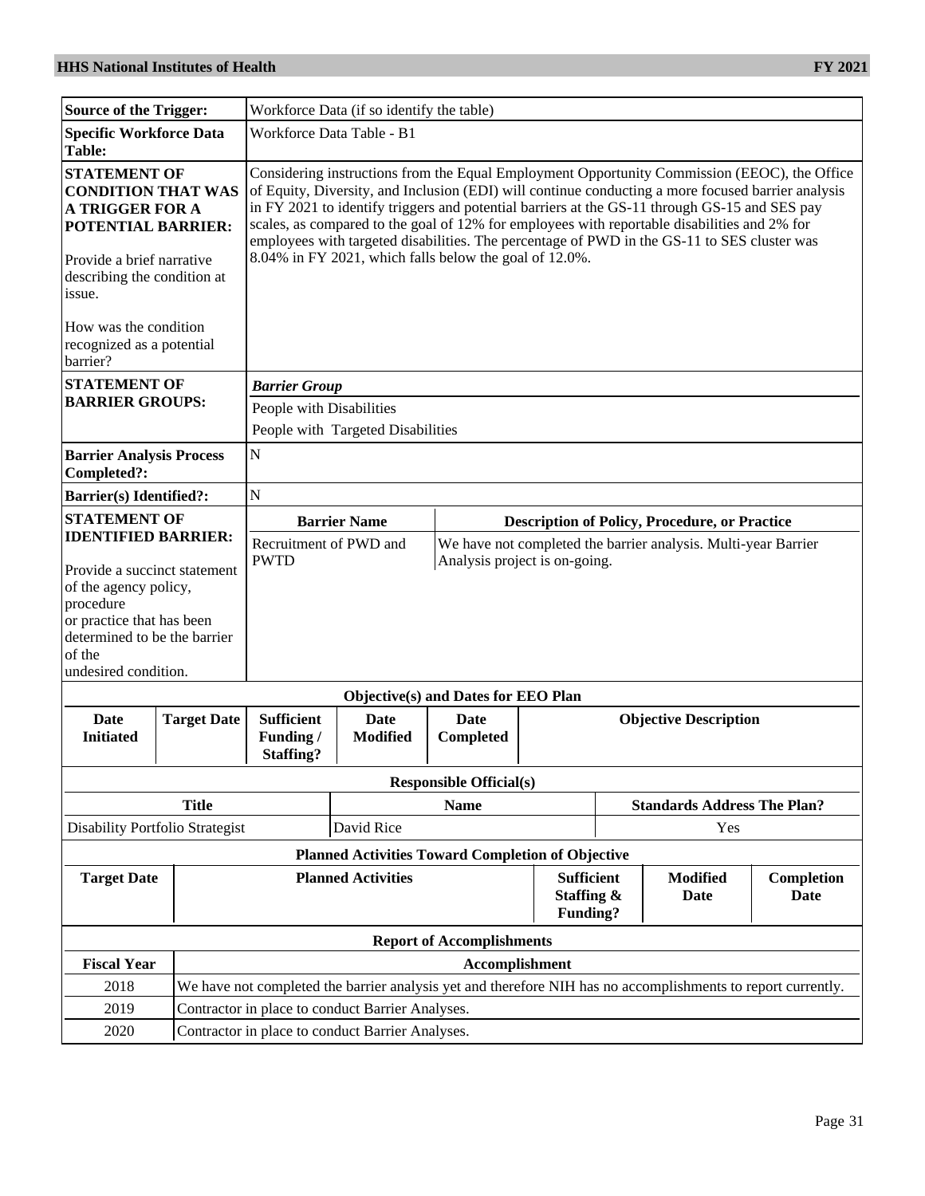| | |
|---|---|
| **Source of the Trigger:** | Workforce Data (if so identify the table) |
| **Specific Workforce Data Table:** | Workforce Data Table - B1 |
| **STATEMENT OF CONDITION THAT WAS A TRIGGER FOR A POTENTIAL BARRIER:** Provide a brief narrative describing the condition at issue. How was the condition recognized as a potential barrier? | Considering instructions from the Equal Employment Opportunity Commission (EEOC), the Office of Equity, Diversity, and Inclusion (EDI) will continue conducting a more focused barrier analysis in FY 2021 to identify triggers and potential barriers at the GS-11 through GS-15 and SES pay scales, as compared to the goal of 12% for employees with reportable disabilities and 2% for employees with targeted disabilities. The percentage of PWD in the GS-11 to SES cluster was 8.04% in FY 2021, which falls below the goal of 12.0%. |
| **STATEMENT OF BARRIER GROUPS:** | ***Barrier Group*** <br> People with Disabilities <br> People with Targeted Disabilities |
| **Barrier Analysis Process Completed?:** | N |
| **Barrier(s) Identified?:** | N |

**STATEMENT OF IDENTIFIED BARRIER:** Provide a succinct statement of the agency policy, procedure or practice that has been determined to be the barrier of the undesired condition.

| Barrier Name | Description of Policy, Procedure, or Practice |
|---|---|
| Recruitment of PWD and PWTD | We have not completed the barrier analysis. Multi-year Barrier Analysis project is on-going. |

**Objective(s) and Dates for EEO Plan**

| Date Initiated | Target Date | Sufficient Funding / Staffing? | Date Modified | Date Completed | Objective Description |
|---|---|---|---|---|---|

**Responsible Official(s)**

| Title | Name | Standards Address The Plan? |
|---|---|---|
| Disability Portfolio Strategist | David Rice | Yes |

**Planned Activities Toward Completion of Objective**

| Target Date | Planned Activities | Sufficient Staffing & Funding? | Modified Date | Completion Date |
|---|---|---|---|---|

**Report of Accomplishments**

| Fiscal Year | Accomplishment |
|---|---|
| 2018 | We have not completed the barrier analysis yet and therefore NIH has no accomplishments to report currently. |
| 2019 | Contractor in place to conduct Barrier Analyses. |
| 2020 | Contractor in place to conduct Barrier Analyses. |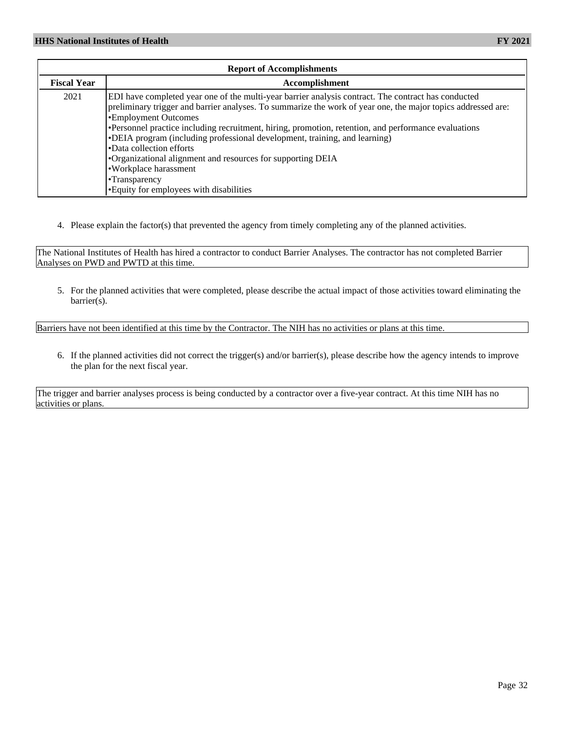| Report of Accomplishments | |
|---|---|
| **Fiscal Year** | **Accomplishment** |
| 2021 | EDI have completed year one of the multi-year barrier analysis contract. The contract has conducted preliminary trigger and barrier analyses. To summarize the work of year one, the major topics addressed are: •Employment Outcomes •Personnel practice including recruitment, hiring, promotion, retention, and performance evaluations •DEIA program (including professional development, training, and learning) •Data collection efforts •Organizational alignment and resources for supporting DEIA •Workplace harassment •Transparency •Equity for employees with disabilities |

4. Please explain the factor(s) that prevented the agency from timely completing any of the planned activities.

The National Institutes of Health has hired a contractor to conduct Barrier Analyses. The contractor has not completed Barrier Analyses on PWD and PWTD at this time.

5. For the planned activities that were completed, please describe the actual impact of those activities toward eliminating the barrier(s).

Barriers have not been identified at this time by the Contractor. The NIH has no activities or plans at this time.

6. If the planned activities did not correct the trigger(s) and/or barrier(s), please describe how the agency intends to improve the plan for the next fiscal year.

The trigger and barrier analyses process is being conducted by a contractor over a five-year contract. At this time NIH has no activities or plans.